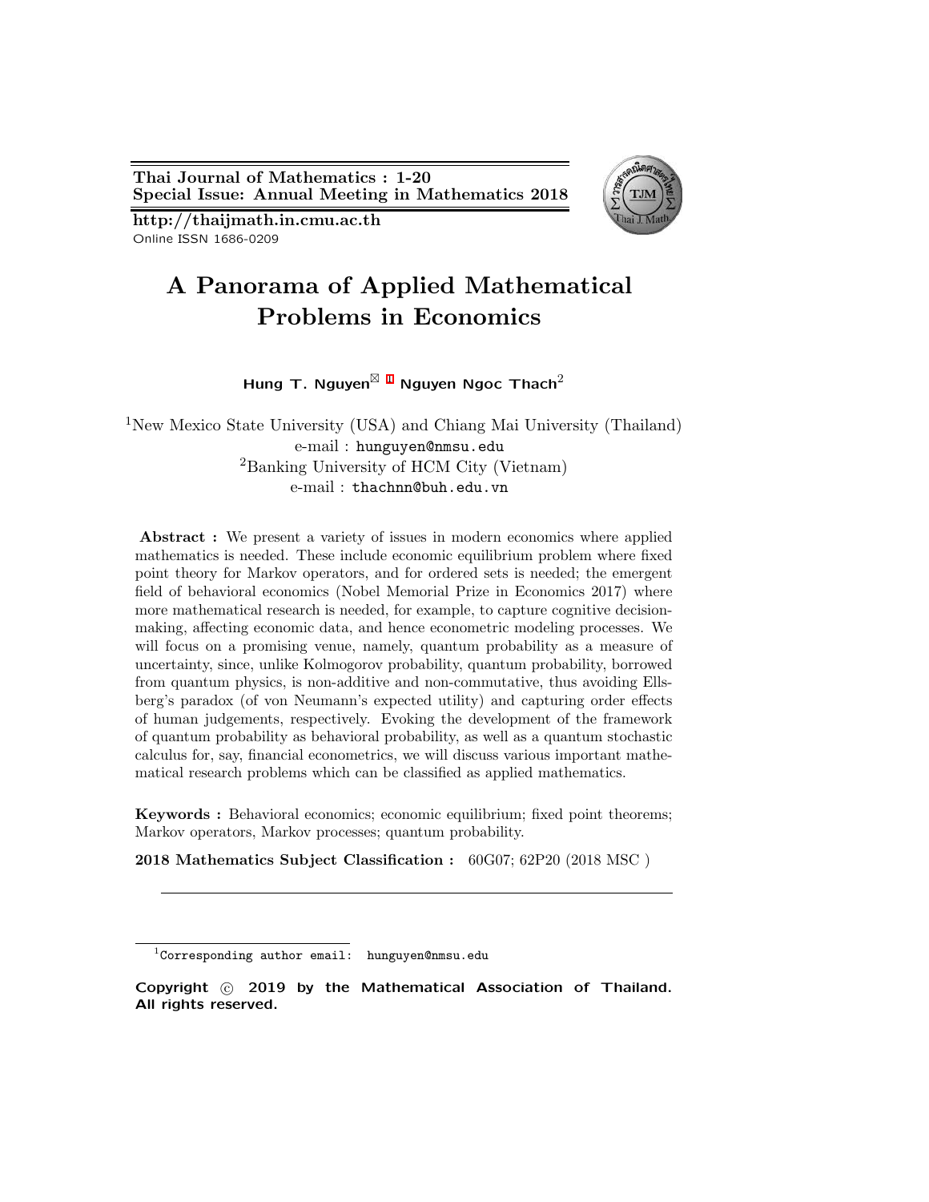# A Panorama of Applied Mathematical Problems in Economics

**Hung T. Nguyen**[1] **Nguyen Ngoc Thach**[2]

[1]New Mexico State University (USA) and Chiang Mai University (Thailand)
e-mail : hunguyen@nmsu.edu
[2]Banking University of HCM City (Vietnam)
e-mail : thachnn@buh.edu.vn

**Abstract :** We present a variety of issues in modern economics where applied mathematics is needed. These include economic equilibrium problem where fixed point theory for Markov operators, and for ordered sets is needed; the emergent field of behavioral economics (Nobel Memorial Prize in Economics 2017) where more mathematical research is needed, for example, to capture cognitive decision-making, affecting economic data, and hence econometric modeling processes. We will focus on a promising venue, namely, quantum probability as a measure of uncertainty, since, unlike Kolmogorov probability, quantum probability, borrowed from quantum physics, is non-additive and non-commutative, thus avoiding Ellsberg's paradox (of von Neumann's expected utility) and capturing order effects of human judgements, respectively. Evoking the development of the framework of quantum probability as behavioral probability, as well as a quantum stochastic calculus for, say, financial econometrics, we will discuss various important mathematical research problems which can be classified as applied mathematics.

**Keywords :** Behavioral economics; economic equilibrium; fixed point theorems; Markov operators, Markov processes; quantum probability.

**2018 Mathematics Subject Classification :** 60G07; 62P20 (2018 MSC )

---

[1]Corresponding author email: hunguyen@nmsu.edu

**Copyright © 2019 by the Mathematical Association of Thailand. All rights reserved.**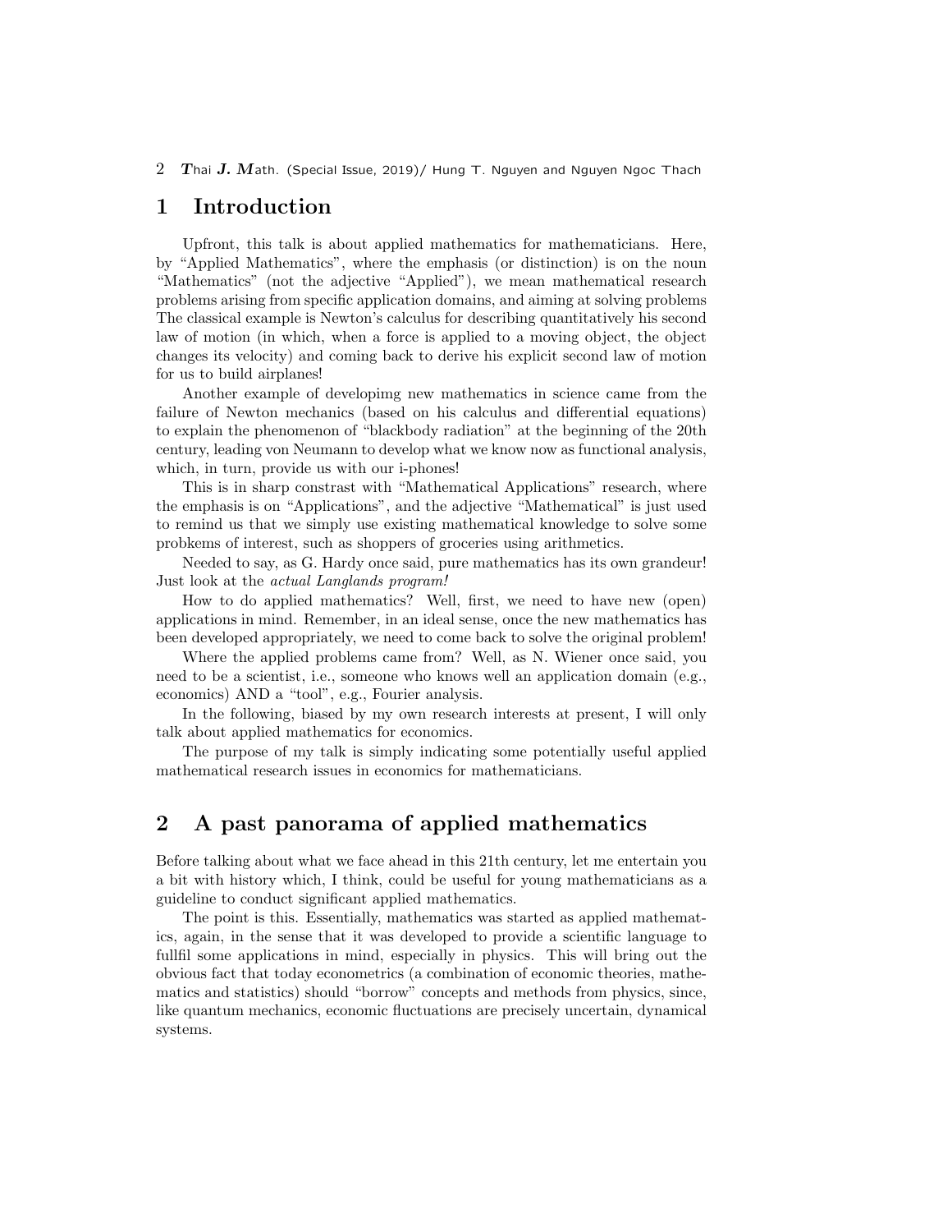## 1 Introduction

Upfront, this talk is about applied mathematics for mathematicians. Here, by "Applied Mathematics", where the emphasis (or distinction) is on the noun "Mathematics" (not the adjective "Applied"), we mean mathematical research problems arising from specific application domains, and aiming at solving problems The classical example is Newton's calculus for describing quantitatively his second law of motion (in which, when a force is applied to a moving object, the object changes its velocity) and coming back to derive his explicit second law of motion for us to build airplanes!

Another example of developimg new mathematics in science came from the failure of Newton mechanics (based on his calculus and differential equations) to explain the phenomenon of "blackbody radiation" at the beginning of the 20th century, leading von Neumann to develop what we know now as functional analysis, which, in turn, provide us with our i-phones!

This is in sharp constrast with "Mathematical Applications" research, where the emphasis is on "Applications", and the adjective "Mathematical" is just used to remind us that we simply use existing mathematical knowledge to solve some probkems of interest, such as shoppers of groceries using arithmetics.

Needed to say, as G. Hardy once said, pure mathematics has its own grandeur! Just look at the *actual Langlands program!*

How to do applied mathematics? Well, first, we need to have new (open) applications in mind. Remember, in an ideal sense, once the new mathematics has been developed appropriately, we need to come back to solve the original problem!

Where the applied problems came from? Well, as N. Wiener once said, you need to be a scientist, i.e., someone who knows well an application domain (e.g., economics) AND a "tool", e.g., Fourier analysis.

In the following, biased by my own research interests at present, I will only talk about applied mathematics for economics.

The purpose of my talk is simply indicating some potentially useful applied mathematical research issues in economics for mathematicians.

## 2 A past panorama of applied mathematics

Before talking about what we face ahead in this 21th century, let me entertain you a bit with history which, I think, could be useful for young mathematicians as a guideline to conduct significant applied mathematics.

The point is this. Essentially, mathematics was started as applied mathematics, again, in the sense that it was developed to provide a scientific language to fullfil some applications in mind, especially in physics. This will bring out the obvious fact that today econometrics (a combination of economic theories, mathematics and statistics) should "borrow" concepts and methods from physics, since, like quantum mechanics, economic fluctuations are precisely uncertain, dynamical systems.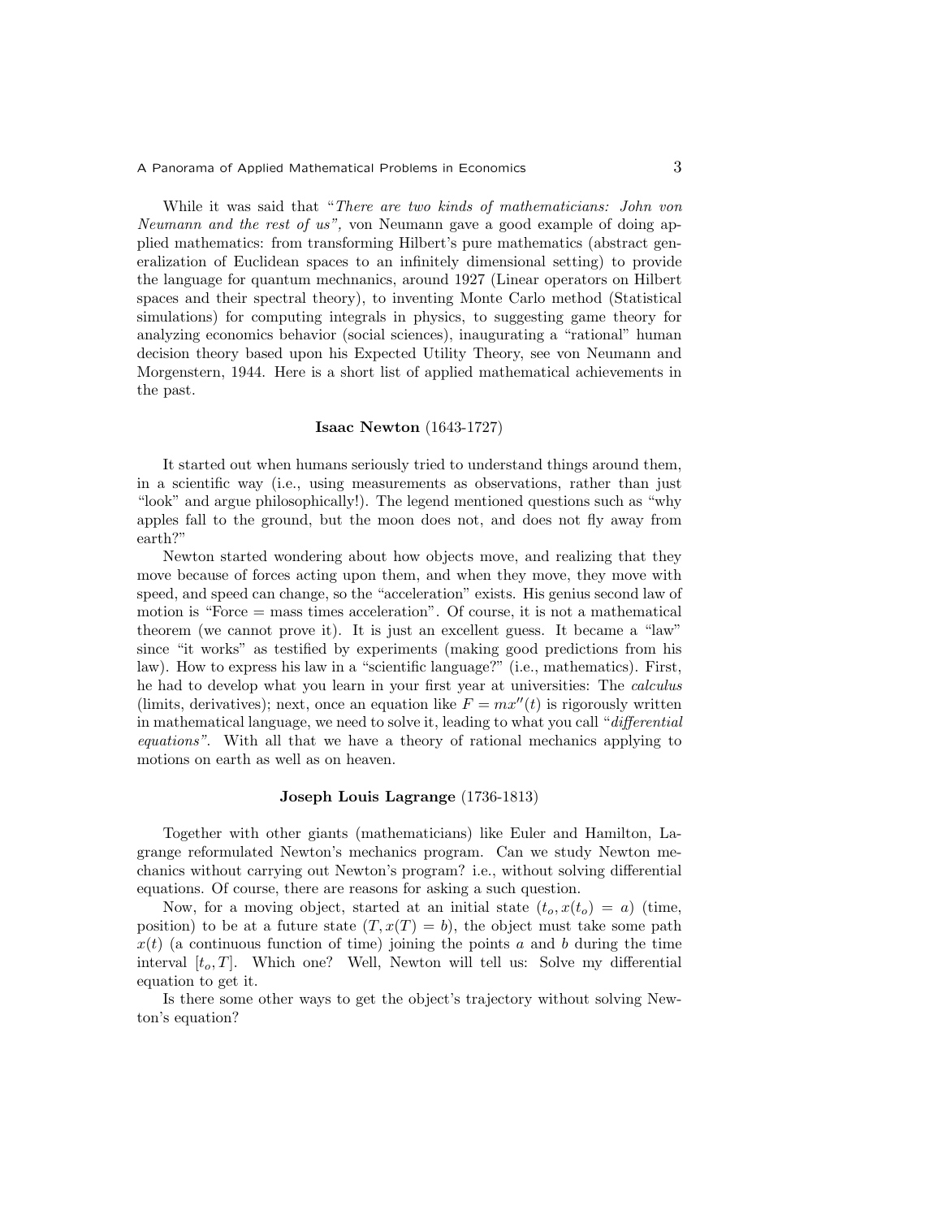While it was said that "*There are two kinds of mathematicians: John von Neumann and the rest of us"*, von Neumann gave a good example of doing applied mathematics: from transforming Hilbert's pure mathematics (abstract generalization of Euclidean spaces to an infinitely dimensional setting) to provide the language for quantum mechnanics, around 1927 (Linear operators on Hilbert spaces and their spectral theory), to inventing Monte Carlo method (Statistical simulations) for computing integrals in physics, to suggesting game theory for analyzing economics behavior (social sciences), inaugurating a "rational" human decision theory based upon his Expected Utility Theory, see von Neumann and Morgenstern, 1944. Here is a short list of applied mathematical achievements in the past.

**Isaac Newton** (1643-1727)

It started out when humans seriously tried to understand things around them, in a scientific way (i.e., using measurements as observations, rather than just "look" and argue philosophically!). The legend mentioned questions such as "why apples fall to the ground, but the moon does not, and does not fly away from earth?"

Newton started wondering about how objects move, and realizing that they move because of forces acting upon them, and when they move, they move with speed, and speed can change, so the "acceleration" exists. His genius second law of motion is "Force = mass times acceleration". Of course, it is not a mathematical theorem (we cannot prove it). It is just an excellent guess. It became a "law" since "it works" as testified by experiments (making good predictions from his law). How to express his law in a "scientific language?" (i.e., mathematics). First, he had to develop what you learn in your first year at universities: The *calculus* (limits, derivatives); next, once an equation like $F = mx''(t)$ is rigorously written in mathematical language, we need to solve it, leading to what you call "*differential equations"*. With all that we have a theory of rational mechanics applying to motions on earth as well as on heaven.

**Joseph Louis Lagrange** (1736-1813)

Together with other giants (mathematicians) like Euler and Hamilton, Lagrange reformulated Newton's mechanics program. Can we study Newton mechanics without carrying out Newton's program? i.e., without solving differential equations. Of course, there are reasons for asking a such question.

Now, for a moving object, started at an initial state $(t_o, x(t_o) = a)$ (time, position) to be at a future state $(T, x(T) = b)$, the object must take some path $x(t)$ (a continuous function of time) joining the points $a$ and $b$ during the time interval $[t_o, T]$. Which one? Well, Newton will tell us: Solve my differential equation to get it.

Is there some other ways to get the object's trajectory without solving Newton's equation?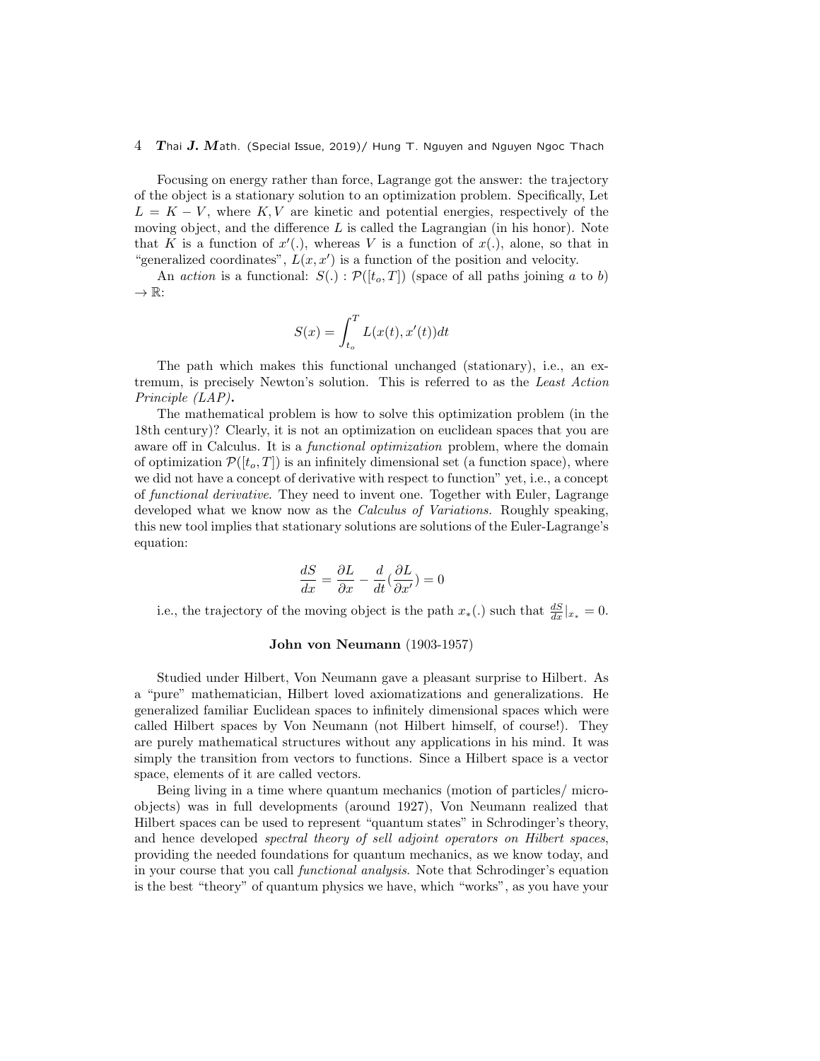Focusing on energy rather than force, Lagrange got the answer: the trajectory of the object is a stationary solution to an optimization problem. Specifically, Let $L = K - V$, where $K, V$ are kinetic and potential energies, respectively of the moving object, and the difference $L$ is called the Lagrangian (in his honor). Note that $K$ is a function of $x'(.)$, whereas $V$ is a function of $x(.)$, alone, so that in "generalized coordinates", $L(x, x')$ is a function of the position and velocity.

An *action* is a functional: $S(.) : \mathcal{P}([t_o, T])$ (space of all paths joining $a$ to $b$) $\to \mathbb{R}$:

$$S(x) = \int_{t_o}^{T} L(x(t), x'(t))dt$$

The path which makes this functional unchanged (stationary), i.e., an extremum, is precisely Newton's solution. This is referred to as the *Least Action Principle (LAP)*.

The mathematical problem is how to solve this optimization problem (in the 18th century)? Clearly, it is not an optimization on euclidean spaces that you are aware off in Calculus. It is a *functional optimization* problem, where the domain of optimization $\mathcal{P}([t_o, T])$ is an infinitely dimensional set (a function space), where we did not have a concept of derivative with respect to function" yet, i.e., a concept of *functional derivative*. They need to invent one. Together with Euler, Lagrange developed what we know now as the *Calculus of Variations*. Roughly speaking, this new tool implies that stationary solutions are solutions of the Euler-Lagrange's equation:

$$\frac{dS}{dx} = \frac{\partial L}{\partial x} - \frac{d}{dt}(\frac{\partial L}{\partial x'}) = 0$$

i.e., the trajectory of the moving object is the path $x_*(.)$ such that $\frac{dS}{dx}|_{x_*} = 0$.

### **John von Neumann** (1903-1957)

Studied under Hilbert, Von Neumann gave a pleasant surprise to Hilbert. As a "pure" mathematician, Hilbert loved axiomatizations and generalizations. He generalized familiar Euclidean spaces to infinitely dimensional spaces which were called Hilbert spaces by Von Neumann (not Hilbert himself, of course!). They are purely mathematical structures without any applications in his mind. It was simply the transition from vectors to functions. Since a Hilbert space is a vector space, elements of it are called vectors.

Being living in a time where quantum mechanics (motion of particles/ micro-objects) was in full developments (around 1927), Von Neumann realized that Hilbert spaces can be used to represent "quantum states" in Schrodinger's theory, and hence developed *spectral theory of sell adjoint operators on Hilbert spaces*, providing the needed foundations for quantum mechanics, as we know today, and in your course that you call *functional analysis*. Note that Schrodinger's equation is the best "theory" of quantum physics we have, which "works", as you have your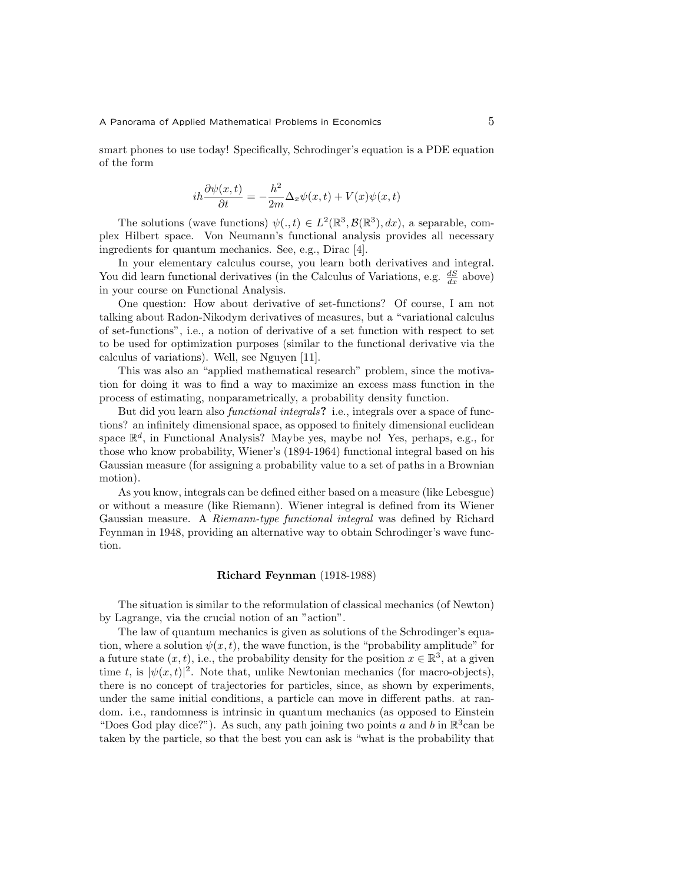smart phones to use today! Specifically, Schrodinger's equation is a PDE equation of the form

$$ih\frac{\partial\psi(x,t)}{\partial t} = -\frac{h^2}{2m}\Delta_x\psi(x,t) + V(x)\psi(x,t)$$

The solutions (wave functions) $\psi(.,t) \in L^2(\mathbb{R}^3, \mathcal{B}(\mathbb{R}^3), dx)$, a separable, complex Hilbert space. Von Neumann's functional analysis provides all necessary ingredients for quantum mechanics. See, e.g., Dirac [4].

In your elementary calculus course, you learn both derivatives and integral. You did learn functional derivatives (in the Calculus of Variations, e.g. $\frac{dS}{dx}$ above) in your course on Functional Analysis.

One question: How about derivative of set-functions? Of course, I am not talking about Radon-Nikodym derivatives of measures, but a "variational calculus of set-functions", i.e., a notion of derivative of a set function with respect to set to be used for optimization purposes (similar to the functional derivative via the calculus of variations). Well, see Nguyen [11].

This was also an "applied mathematical research" problem, since the motivation for doing it was to find a way to maximize an excess mass function in the process of estimating, nonparametrically, a probability density function.

But did you learn also *functional integrals*? i.e., integrals over a space of functions? an infinitely dimensional space, as opposed to finitely dimensional euclidean space $\mathbb{R}^d$, in Functional Analysis? Maybe yes, maybe no! Yes, perhaps, e.g., for those who know probability, Wiener's (1894-1964) functional integral based on his Gaussian measure (for assigning a probability value to a set of paths in a Brownian motion).

As you know, integrals can be defined either based on a measure (like Lebesgue) or without a measure (like Riemann). Wiener integral is defined from its Wiener Gaussian measure. A *Riemann-type functional integral* was defined by Richard Feynman in 1948, providing an alternative way to obtain Schrodinger's wave function.

**Richard Feynman** (1918-1988)

The situation is similar to the reformulation of classical mechanics (of Newton) by Lagrange, via the crucial notion of an "action".

The law of quantum mechanics is given as solutions of the Schrodinger's equation, where a solution $\psi(x,t)$, the wave function, is the "probability amplitude" for a future state $(x,t)$, i.e., the probability density for the position $x \in \mathbb{R}^3$, at a given time $t$, is $|\psi(x,t)|^2$. Note that, unlike Newtonian mechanics (for macro-objects), there is no concept of trajectories for particles, since, as shown by experiments, under the same initial conditions, a particle can move in different paths. at random. i.e., randomness is intrinsic in quantum mechanics (as opposed to Einstein "Does God play dice?"). As such, any path joining two points $a$ and $b$ in $\mathbb{R}^3$can be taken by the particle, so that the best you can ask is "what is the probability that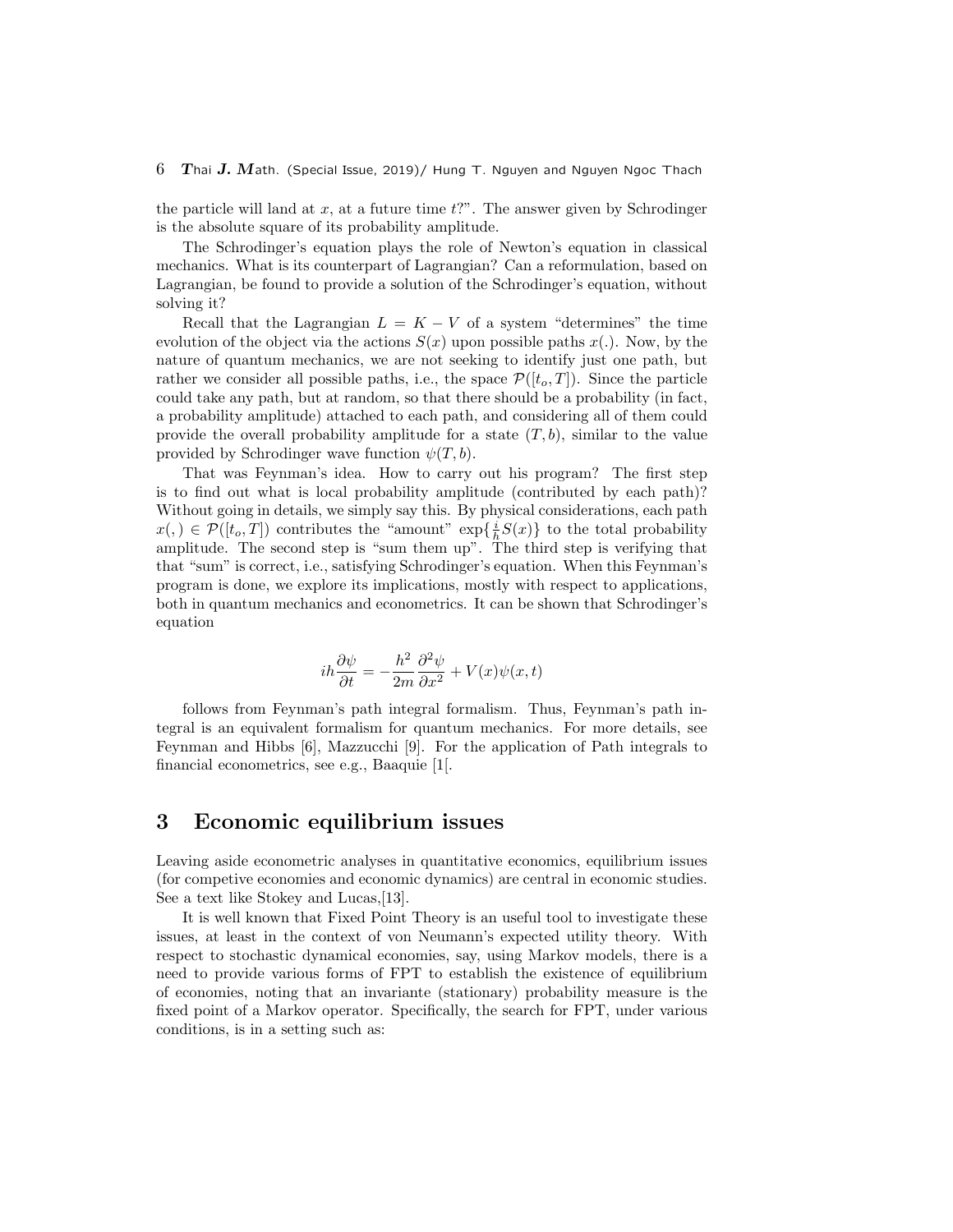the particle will land at $x$, at a future time $t$?". The answer given by Schrodinger is the absolute square of its probability amplitude.

The Schrodinger's equation plays the role of Newton's equation in classical mechanics. What is its counterpart of Lagrangian? Can a reformulation, based on Lagrangian, be found to provide a solution of the Schrodinger's equation, without solving it?

Recall that the Lagrangian $L = K - V$ of a system "determines" the time evolution of the object via the actions $S(x)$ upon possible paths $x(.)$. Now, by the nature of quantum mechanics, we are not seeking to identify just one path, but rather we consider all possible paths, i.e., the space $\mathcal{P}([t_o, T])$. Since the particle could take any path, but at random, so that there should be a probability (in fact, a probability amplitude) attached to each path, and considering all of them could provide the overall probability amplitude for a state $(T, b)$, similar to the value provided by Schrodinger wave function $\psi(T, b)$.

That was Feynman's idea. How to carry out his program? The first step is to find out what is local probability amplitude (contributed by each path)? Without going in details, we simply say this. By physical considerations, each path $x(,) \in \mathcal{P}([t_o, T])$ contributes the "amount" $\exp\{\frac{i}{h}S(x)\}$ to the total probability amplitude. The second step is "sum them up". The third step is verifying that that "sum" is correct, i.e., satisfying Schrodinger's equation. When this Feynman's program is done, we explore its implications, mostly with respect to applications, both in quantum mechanics and econometrics. It can be shown that Schrodinger's equation

$$ih\frac{\partial \psi}{\partial t} = -\frac{h^2}{2m}\frac{\partial^2 \psi}{\partial x^2} + V(x)\psi(x, t)$$

follows from Feynman's path integral formalism. Thus, Feynman's path integral is an equivalent formalism for quantum mechanics. For more details, see Feynman and Hibbs [6], Mazzucchi [9]. For the application of Path integrals to financial econometrics, see e.g., Baaquie [1[.

# 3 Economic equilibrium issues

Leaving aside econometric analyses in quantitative economics, equilibrium issues (for competive economies and economic dynamics) are central in economic studies. See a text like Stokey and Lucas,[13].

It is well known that Fixed Point Theory is an useful tool to investigate these issues, at least in the context of von Neumann's expected utility theory. With respect to stochastic dynamical economies, say, using Markov models, there is a need to provide various forms of FPT to establish the existence of equilibrium of economies, noting that an invariante (stationary) probability measure is the fixed point of a Markov operator. Specifically, the search for FPT, under various conditions, is in a setting such as: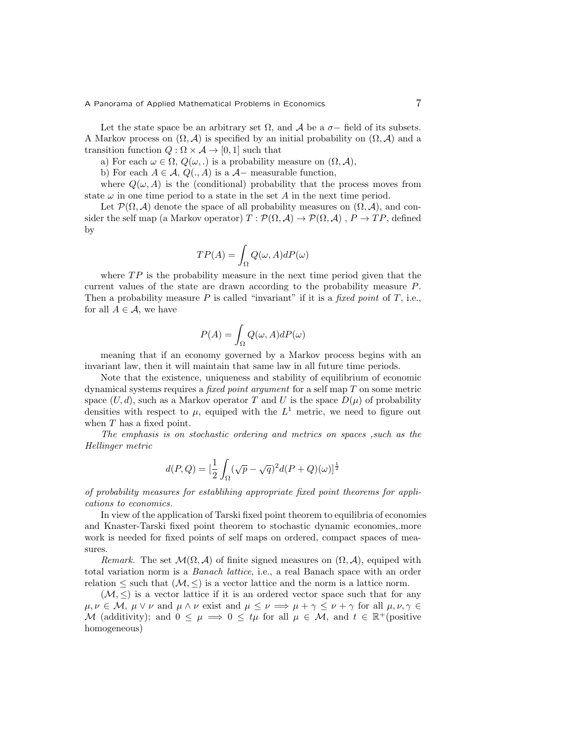Let the state space be an arbitrary set $\Omega$, and $\mathcal{A}$ be a $\sigma-$ field of its subsets. A Markov process on $(\Omega, \mathcal{A})$ is specified by an initial probability on $(\Omega, \mathcal{A})$ and a transition function $Q : \Omega \times \mathcal{A} \to [0, 1]$ such that

a) For each $\omega \in \Omega$, $Q(\omega, .)$ is a probability measure on $(\Omega, \mathcal{A})$,

b) For each $A \in \mathcal{A}$, $Q(., A)$ is a $\mathcal{A}-$ measurable function,

where $Q(\omega, A)$ is the (conditional) probability that the process moves from state $\omega$ in one time period to a state in the set $A$ in the next time period.

Let $\mathcal{P}(\Omega, \mathcal{A})$ denote the space of all probability measures on $(\Omega, \mathcal{A})$, and consider the self map (a Markov operator) $T : \mathcal{P}(\Omega, \mathcal{A}) \to \mathcal{P}(\Omega, \mathcal{A})$ , $P \to TP$, defined by

$$TP(A) = \int_{\Omega} Q(\omega, A) dP(\omega)$$

where $TP$ is the probability measure in the next time period given that the current values of the state are drawn according to the probability measure $P$. Then a probability measure $P$ is called "invariant" if it is a *fixed point* of $T$, i.e., for all $A \in \mathcal{A}$, we have

$$P(A) = \int_{\Omega} Q(\omega, A) dP(\omega)$$

meaning that if an economy governed by a Markov process begins with an invariant law, then it will maintain that same law in all future time periods.

Note that the existence, uniqueness and stability of equilibrium of economic dynamical systems requires a *fixed point argument* for a self map $T$ on some metric space $(U, d)$, such as a Markov operator $T$ and $U$ is the space $D(\mu)$ of probability densities with respect to $\mu$, equiped with the $L^1$ metric, we need to figure out when $T$ has a fixed point.

*The emphasis is on stochastic ordering and metrics on spaces ,such as the Hellinger metric*

$$d(P, Q) = [\frac{1}{2} \int_{\Omega} (\sqrt{p} - \sqrt{q})^2 d(P + Q)(\omega)]^{\frac{1}{2}}$$

*of probability measures for establihing appropriate fixed point theorems for applications to economics.*

In view of the application of Tarski fixed point theorem to equilibria of economies and Knaster-Tarski fixed point theorem to stochastic dynamic economies,.more work is needed for fixed points of self maps on ordered, compact spaces of measures.

*Remark.* The set $\mathcal{M}(\Omega, \mathcal{A})$ of finite signed measures on $(\Omega, \mathcal{A})$, equiped with total variation norm is a *Banach lattice*, i.e., a real Banach space with an order relation $\leq$ such that $(\mathcal{M}, \leq)$ is a vector lattice and the norm is a lattice norm.

$(\mathcal{M}, \leq)$ is a vector lattice if it is an ordered vector space such that for any $\mu, \nu \in \mathcal{M}$, $\mu \vee \nu$ and $\mu \wedge \nu$ exist and $\mu \leq \nu \Longrightarrow \mu + \gamma \leq \nu + \gamma$ for all $\mu, \nu, \gamma \in \mathcal{M}$ (additivity); and $0 \leq \mu \Longrightarrow 0 \leq t\mu$ for all $\mu \in \mathcal{M}$, and $t \in \mathbb{R}^+$(positive homogeneous)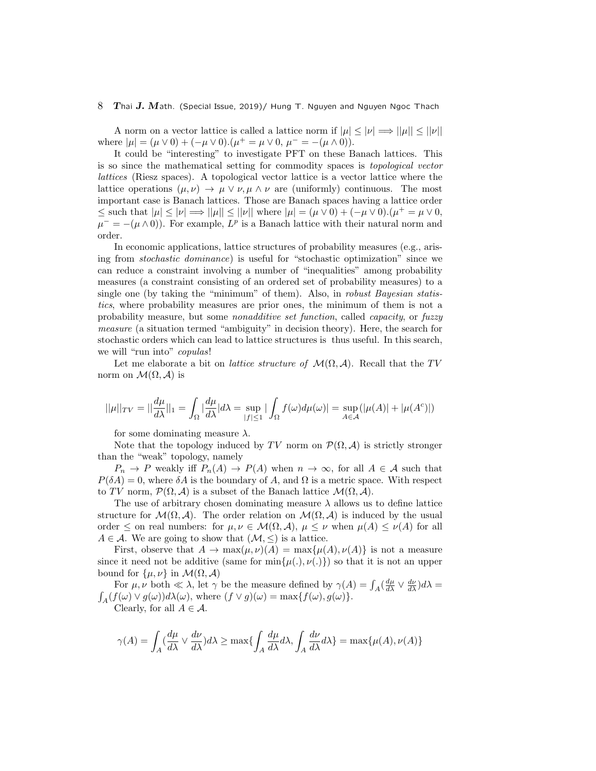A norm on a vector lattice is called a lattice norm if $|\mu| \leq |\nu| \Longrightarrow ||\mu|| \leq ||\nu||$ where $|\mu| = (\mu \vee 0) + (-\mu \vee 0).(\mu^+ = \mu \vee 0,\ \mu^- = -(\mu \wedge 0))$.

It could be "interesting" to investigate PFT on these Banach lattices. This is so since the mathematical setting for commodity spaces is *topological vector lattices* (Riesz spaces). A topological vector lattice is a vector lattice where the lattice operations $(\mu, \nu) \to \mu \vee \nu, \mu \wedge \nu$ are (uniformly) continuous. The most important case is Banach lattices. Those are Banach spaces having a lattice order $\leq$ such that $|\mu| \leq |\nu| \Longrightarrow ||\mu|| \leq ||\nu||$ where $|\mu| = (\mu \vee 0) + (-\mu \vee 0).(\mu^+ = \mu \vee 0,$ $\mu^- = -(\mu \wedge 0))$. For example, $L^p$ is a Banach lattice with their natural norm and order.

In economic applications, lattice structures of probability measures (e.g., arising from *stochastic dominance*) is useful for "stochastic optimization" since we can reduce a constraint involving a number of "inequalities" among probability measures (a constraint consisting of an ordered set of probability measures) to a single one (by taking the "minimum" of them). Also, in *robust Bayesian statistics*, where probability measures are prior ones, the minimum of them is not a probability measure, but some *nonadditive set function*, called *capacity*, or *fuzzy measure* (a situation termed "ambiguity" in decision theory). Here, the search for stochastic orders which can lead to lattice structures is thus useful. In this search, we will "run into" *copulas*!

Let me elaborate a bit on *lattice structure of* $\mathcal{M}(\Omega, \mathcal{A})$. Recall that the $TV$ norm on $\mathcal{M}(\Omega, \mathcal{A})$ is

$$||\mu||_{TV} = ||\frac{d\mu}{d\lambda}||_1 = \int_\Omega |\frac{d\mu}{d\lambda}|d\lambda = \sup_{|f|\leq 1} |\int_\Omega f(\omega)d\mu(\omega)| = \sup_{A\in\mathcal{A}}(|\mu(A)| + |\mu(A^c)|)$$

for some dominating measure $\lambda$.

Note that the topology induced by $TV$ norm on $\mathcal{P}(\Omega, \mathcal{A})$ is strictly stronger than the "weak" topology, namely

$P_n \to P$ weakly iff $P_n(A) \to P(A)$ when $n \to \infty$, for all $A \in \mathcal{A}$ such that $P(\delta A) = 0$, where $\delta A$ is the boundary of $A$, and $\Omega$ is a metric space. With respect to $TV$ norm, $\mathcal{P}(\Omega, \mathcal{A})$ is a subset of the Banach lattice $\mathcal{M}(\Omega, \mathcal{A})$.

The use of arbitrary chosen dominating measure $\lambda$ allows us to define lattice structure for $\mathcal{M}(\Omega, \mathcal{A})$. The order relation on $\mathcal{M}(\Omega, \mathcal{A})$ is induced by the usual order $\leq$ on real numbers: for $\mu, \nu \in \mathcal{M}(\Omega, \mathcal{A})$, $\mu \leq \nu$ when $\mu(A) \leq \nu(A)$ for all $A \in \mathcal{A}$. We are going to show that $(\mathcal{M}, \leq)$ is a lattice.

First, observe that $A \to \max(\mu, \nu)(A) = \max\{\mu(A), \nu(A)\}$ is not a measure since it need not be additive (same for $\min\{\mu(.), \nu(.)\}$) so that it is not an upper bound for $\{\mu, \nu\}$ in $\mathcal{M}(\Omega, \mathcal{A})$

For $\mu, \nu$ both $\ll \lambda$, let $\gamma$ be the measure defined by $\gamma(A) = \int_A (\frac{d\mu}{d\lambda} \vee \frac{d\nu}{d\lambda})d\lambda = \int_A (f(\omega) \vee g(\omega))d\lambda(\omega)$, where $(f \vee g)(\omega) = \max\{f(\omega), g(\omega)\}$.

Clearly, for all $A \in \mathcal{A}$.

$$\gamma(A) = \int_A (\frac{d\mu}{d\lambda} \vee \frac{d\nu}{d\lambda})d\lambda \geq \max\{\int_A \frac{d\mu}{d\lambda}d\lambda, \int_A \frac{d\nu}{d\lambda}d\lambda\} = \max\{\mu(A), \nu(A)\}$$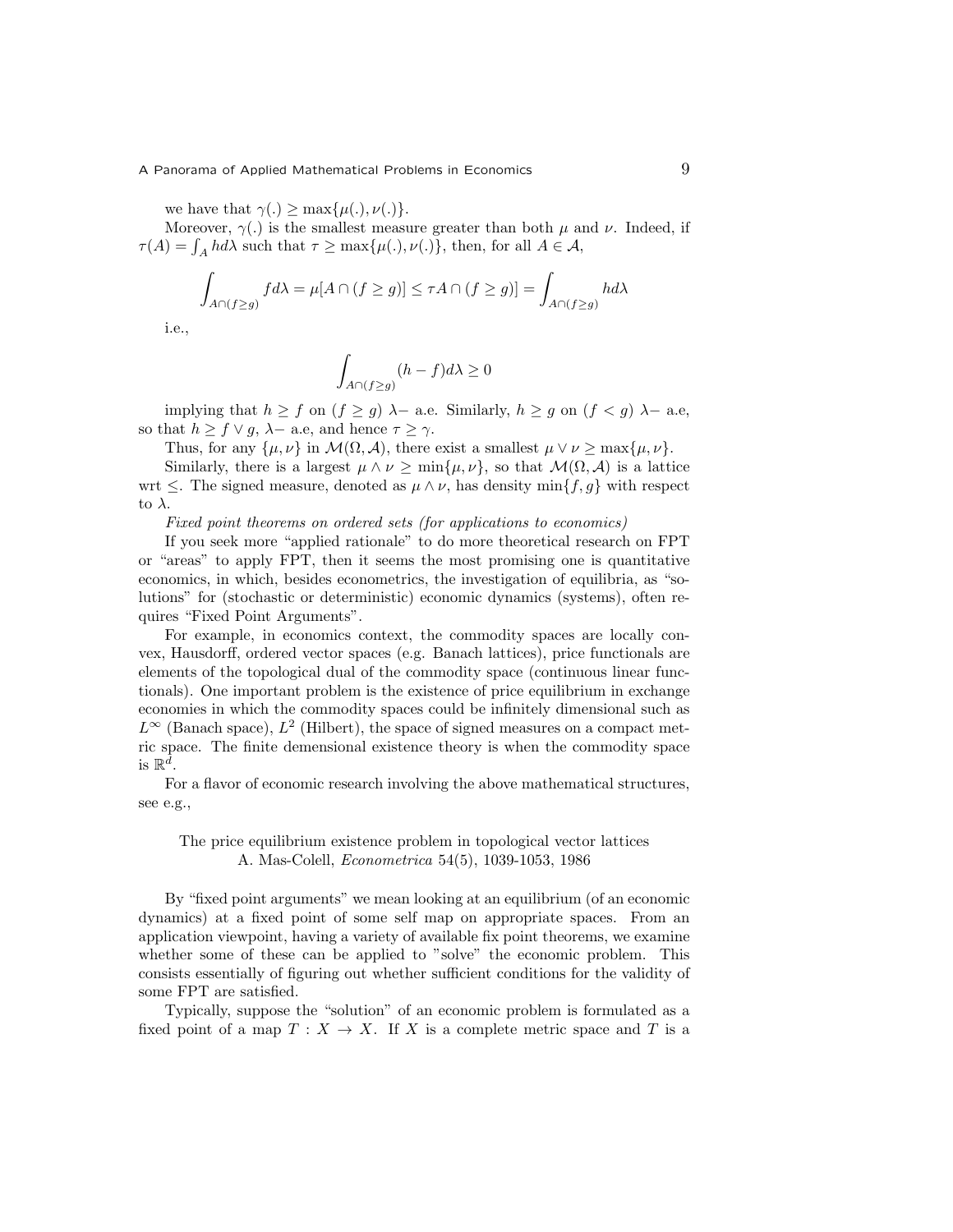we have that $\gamma(.) \geq \max\{\mu(.), \nu(.)\}$.

Moreover, $\gamma(.)$ is the smallest measure greater than both $\mu$ and $\nu$. Indeed, if $\tau(A) = \int_A h d\lambda$ such that $\tau \geq \max\{\mu(.), \nu(.)\}$, then, for all $A \in \mathcal{A}$,

$$\int_{A\cap(f\geq g)} f d\lambda = \mu[A \cap (f \geq g)] \leq \tau A \cap (f \geq g)] = \int_{A\cap(f\geq g)} h d\lambda$$

i.e.,

$$\int_{A\cap(f\geq g)} (h - f) d\lambda \geq 0$$

implying that $h \geq f$ on $(f \geq g)$ $\lambda-$ a.e. Similarly, $h \geq g$ on $(f < g)$ $\lambda-$ a.e, so that $h \geq f \vee g$, $\lambda-$ a.e, and hence $\tau \geq \gamma$.

Thus, for any $\{\mu, \nu\}$ in $\mathcal{M}(\Omega, \mathcal{A})$, there exist a smallest $\mu \vee \nu \geq \max\{\mu, \nu\}$.

Similarly, there is a largest $\mu \wedge \nu \geq \min\{\mu, \nu\}$, so that $\mathcal{M}(\Omega, \mathcal{A})$ is a lattice wrt $\leq$. The signed measure, denoted as $\mu \wedge \nu$, has density $\min\{f, g\}$ with respect to $\lambda$.

*Fixed point theorems on ordered sets (for applications to economics)*

If you seek more "applied rationale" to do more theoretical research on FPT or "areas" to apply FPT, then it seems the most promising one is quantitative economics, in which, besides econometrics, the investigation of equilibria, as "solutions" for (stochastic or deterministic) economic dynamics (systems), often requires "Fixed Point Arguments".

For example, in economics context, the commodity spaces are locally convex, Hausdorff, ordered vector spaces (e.g. Banach lattices), price functionals are elements of the topological dual of the commodity space (continuous linear functionals). One important problem is the existence of price equilibrium in exchange economies in which the commodity spaces could be infinitely dimensional such as $L^\infty$ (Banach space), $L^2$ (Hilbert), the space of signed measures on a compact metric space. The finite demensional existence theory is when the commodity space is $\mathbb{R}^d$.

For a flavor of economic research involving the above mathematical structures, see e.g.,

The price equilibrium existence problem in topological vector lattices
A. Mas-Colell, *Econometrica* 54(5), 1039-1053, 1986

By "fixed point arguments" we mean looking at an equilibrium (of an economic dynamics) at a fixed point of some self map on appropriate spaces. From an application viewpoint, having a variety of available fix point theorems, we examine whether some of these can be applied to "solve" the economic problem. This consists essentially of figuring out whether sufficient conditions for the validity of some FPT are satisfied.

Typically, suppose the "solution" of an economic problem is formulated as a fixed point of a map $T : X \to X$. If $X$ is a complete metric space and $T$ is a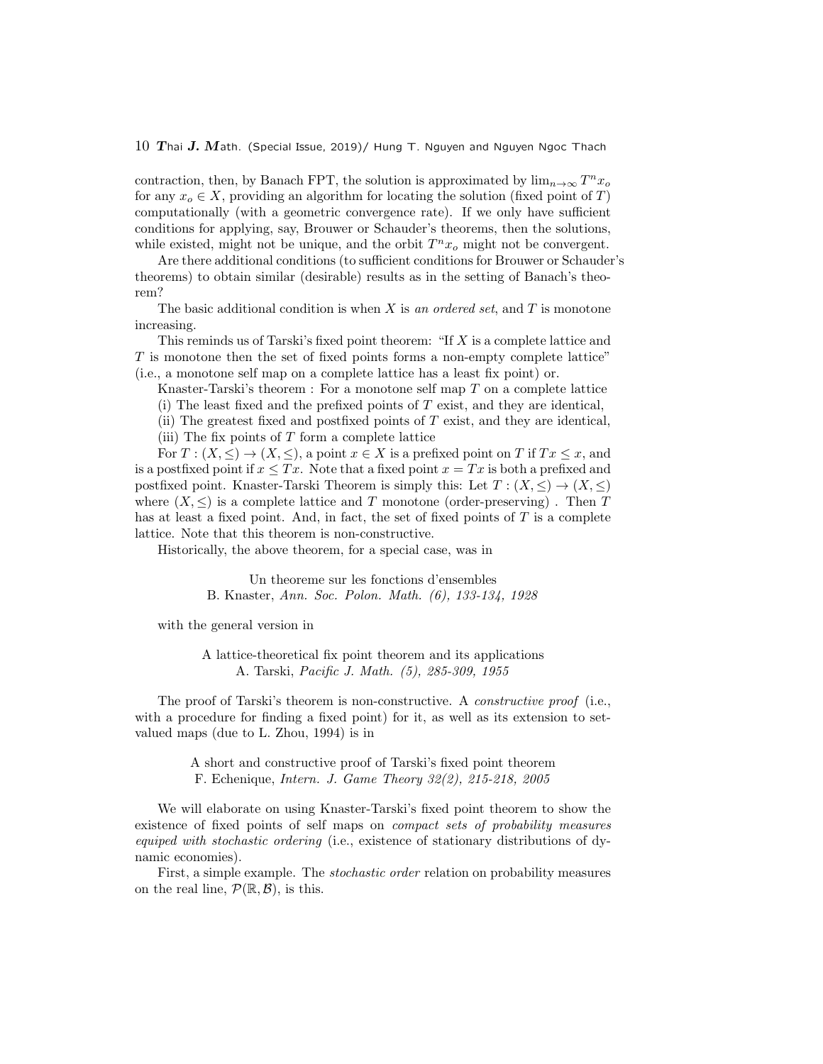contraction, then, by Banach FPT, the solution is approximated by $\lim_{n\to\infty} T^n x_o$ for any $x_o \in X$, providing an algorithm for locating the solution (fixed point of $T$) computationally (with a geometric convergence rate). If we only have sufficient conditions for applying, say, Brouwer or Schauder's theorems, then the solutions, while existed, might not be unique, and the orbit $T^n x_o$ might not be convergent.

Are there additional conditions (to sufficient conditions for Brouwer or Schauder's theorems) to obtain similar (desirable) results as in the setting of Banach's theorem?

The basic additional condition is when $X$ is *an ordered set*, and $T$ is monotone increasing.

This reminds us of Tarski's fixed point theorem: "If $X$ is a complete lattice and $T$ is monotone then the set of fixed points forms a non-empty complete lattice" (i.e., a monotone self map on a complete lattice has a least fix point) or.

Knaster-Tarski's theorem : For a monotone self map $T$ on a complete lattice

(i) The least fixed and the prefixed points of $T$ exist, and they are identical,

(ii) The greatest fixed and postfixed points of $T$ exist, and they are identical,

(iii) The fix points of $T$ form a complete lattice

For $T : (X, \leq) \to (X, \leq)$, a point $x \in X$ is a prefixed point on $T$ if $Tx \leq x$, and is a postfixed point if $x \leq Tx$. Note that a fixed point $x = Tx$ is both a prefixed and postfixed point. Knaster-Tarski Theorem is simply this: Let $T : (X, \leq) \to (X, \leq)$ where $(X, \leq)$ is a complete lattice and $T$ monotone (order-preserving) . Then $T$ has at least a fixed point. And, in fact, the set of fixed points of $T$ is a complete lattice. Note that this theorem is non-constructive.

Historically, the above theorem, for a special case, was in

Un theoreme sur les fonctions d'ensembles
B. Knaster, *Ann. Soc. Polon. Math. (6), 133-134, 1928*

with the general version in

A lattice-theoretical fix point theorem and its applications
A. Tarski, *Pacific J. Math. (5), 285-309, 1955*

The proof of Tarski's theorem is non-constructive. A *constructive proof* (i.e., with a procedure for finding a fixed point) for it, as well as its extension to set-valued maps (due to L. Zhou, 1994) is in

A short and constructive proof of Tarski's fixed point theorem
F. Echenique, *Intern. J. Game Theory 32(2), 215-218, 2005*

We will elaborate on using Knaster-Tarski's fixed point theorem to show the existence of fixed points of self maps on *compact sets of probability measures equiped with stochastic ordering* (i.e., existence of stationary distributions of dynamic economies).

First, a simple example. The *stochastic order* relation on probability measures on the real line, $\mathcal{P}(\mathbb{R}, \mathcal{B})$, is this.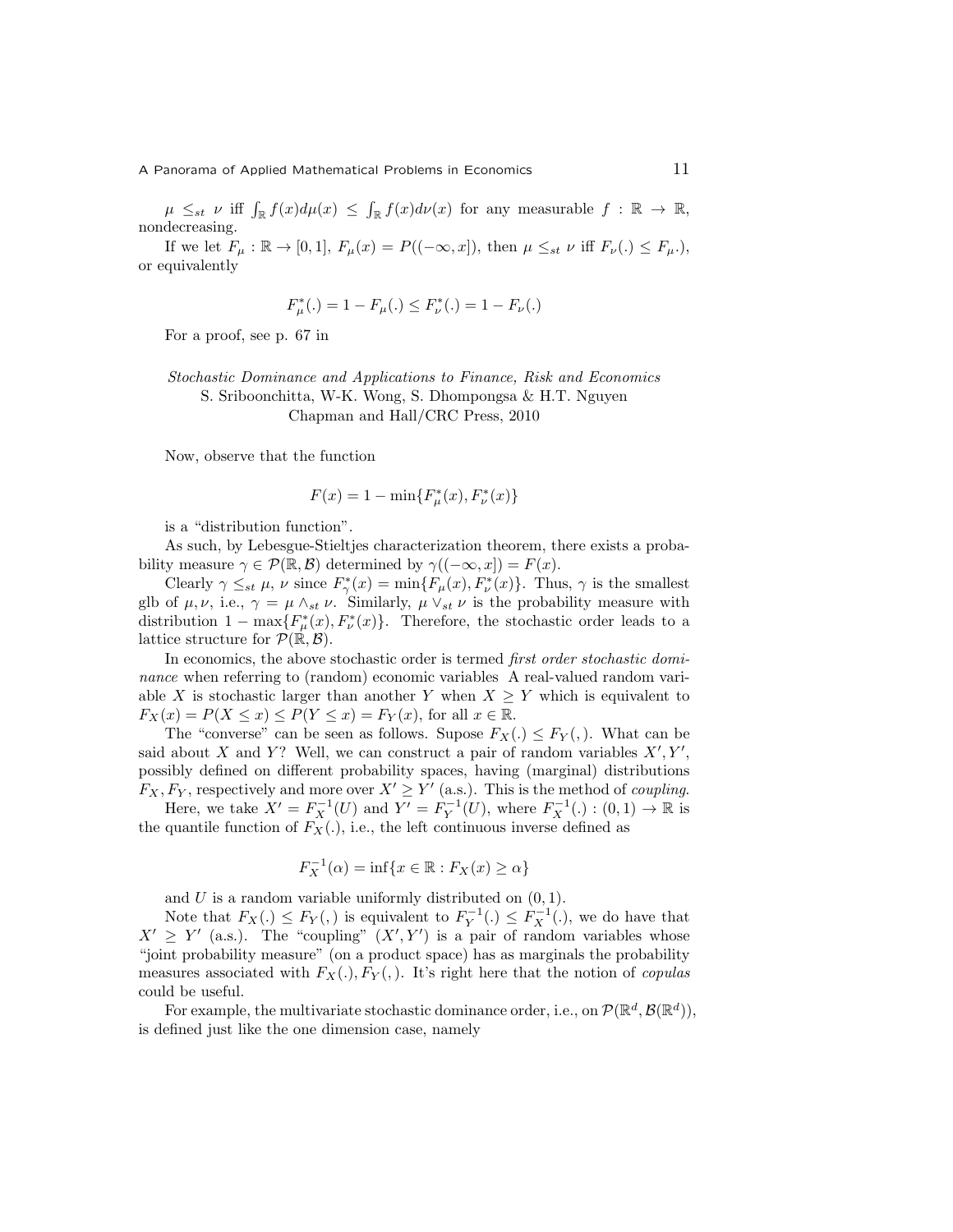$\mu \leq_{st} \nu$ iff $\int_{\mathbb{R}} f(x)d\mu(x) \leq \int_{\mathbb{R}} f(x)d\nu(x)$ for any measurable $f : \mathbb{R} \to \mathbb{R}$, nondecreasing.

If we let $F_\mu : \mathbb{R} \to [0,1]$, $F_\mu(x) = P((-\infty, x])$, then $\mu \leq_{st} \nu$ iff $F_\nu(.) \leq F_\mu.)$, or equivalently

$$F_\mu^*(.) = 1 - F_\mu(.) \leq F_\nu^*(.) = 1 - F_\nu(.)$$

For a proof, see p. 67 in

*Stochastic Dominance and Applications to Finance, Risk and Economics*
S. Sriboonchitta, W-K. Wong, S. Dhompongsa & H.T. Nguyen
Chapman and Hall/CRC Press, 2010

Now, observe that the function

$$F(x) = 1 - \min\{F_\mu^*(x), F_\nu^*(x)\}$$

is a "distribution function".

As such, by Lebesgue-Stieltjes characterization theorem, there exists a probability measure $\gamma \in \mathcal{P}(\mathbb{R}, \mathcal{B})$ determined by $\gamma((-\infty, x]) = F(x)$.

Clearly $\gamma \leq_{st} \mu$, $\nu$ since $F_\gamma^*(x) = \min\{F_\mu(x), F_\nu^*(x)\}$. Thus, $\gamma$ is the smallest glb of $\mu, \nu$, i.e., $\gamma = \mu \wedge_{st} \nu$. Similarly, $\mu \vee_{st} \nu$ is the probability measure with distribution $1 - \max\{F_\mu^*(x), F_\nu^*(x)\}$. Therefore, the stochastic order leads to a lattice structure for $\mathcal{P}(\mathbb{R}, \mathcal{B})$.

In economics, the above stochastic order is termed *first order stochastic dominance* when referring to (random) economic variables A real-valued random variable $X$ is stochastic larger than another $Y$ when $X \geq Y$ which is equivalent to $F_X(x) = P(X \leq x) \leq P(Y \leq x) = F_Y(x)$, for all $x \in \mathbb{R}$.

The "converse" can be seen as follows. Supose $F_X(.) \leq F_Y(,)$. What can be said about $X$ and $Y$? Well, we can construct a pair of random variables $X', Y'$, possibly defined on different probability spaces, having (marginal) distributions $F_X, F_Y$, respectively and more over $X' \geq Y'$ (a.s.). This is the method of *coupling*.

Here, we take $X' = F_X^{-1}(U)$ and $Y' = F_Y^{-1}(U)$, where $F_X^{-1}(.) : (0,1) \to \mathbb{R}$ is the quantile function of $F_X(.)$, i.e., the left continuous inverse defined as

$$F_X^{-1}(\alpha) = \inf\{x \in \mathbb{R} : F_X(x) \geq \alpha\}$$

and $U$ is a random variable uniformly distributed on $(0,1)$.

Note that $F_X(.) \leq F_Y(,)$ is equivalent to $F_Y^{-1}(.) \leq F_X^{-1}(.)$, we do have that $X' \geq Y'$ (a.s.). The "coupling" $(X', Y')$ is a pair of random variables whose "joint probability measure" (on a product space) has as marginals the probability measures associated with $F_X(.), F_Y(,)$. It's right here that the notion of *copulas* could be useful.

For example, the multivariate stochastic dominance order, i.e., on $\mathcal{P}(\mathbb{R}^d, \mathcal{B}(\mathbb{R}^d))$, is defined just like the one dimension case, namely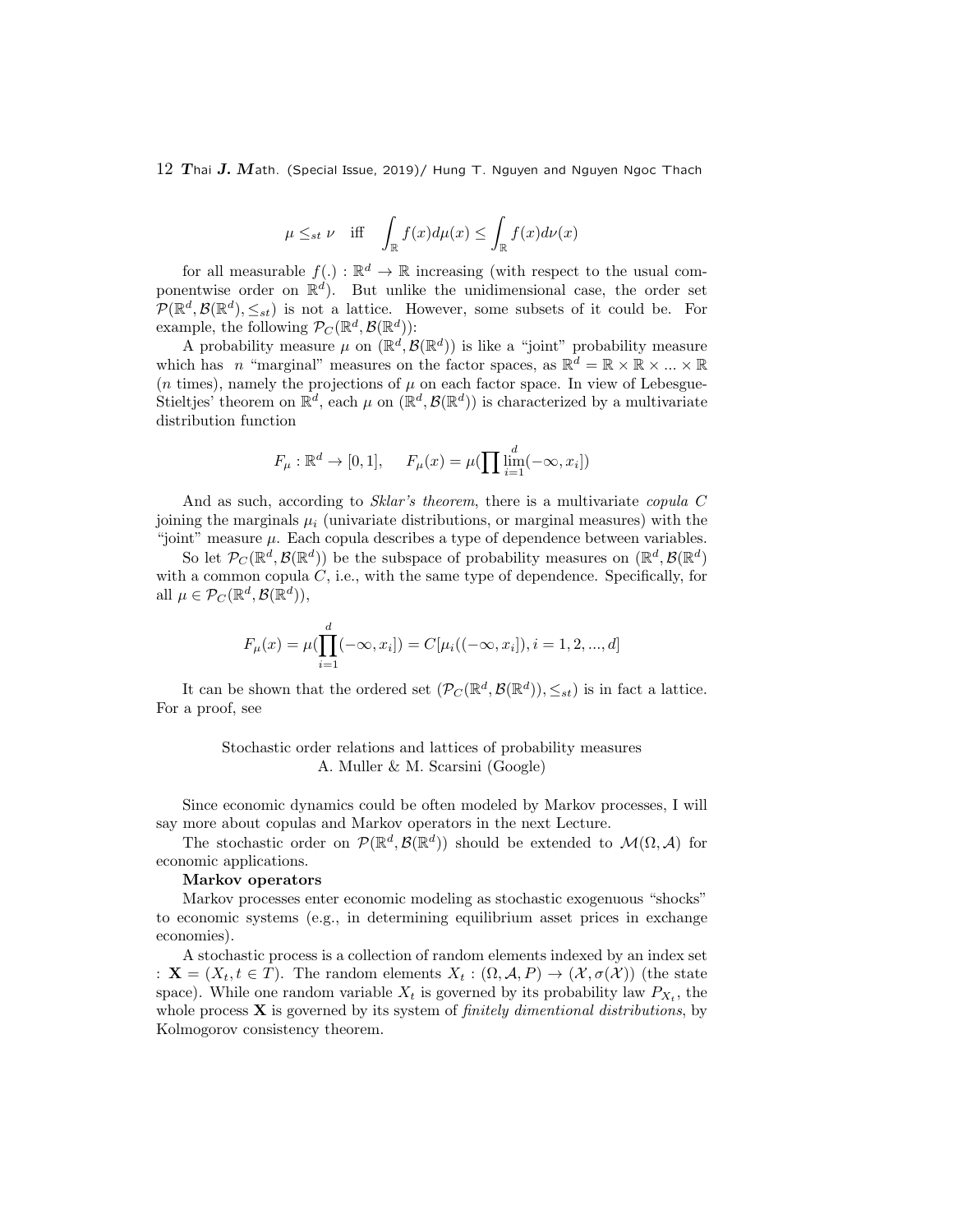$$\mu \leq_{st} \nu \quad \text{iff} \quad \int_{\mathbb{R}} f(x)d\mu(x) \leq \int_{\mathbb{R}} f(x)d\nu(x)$$

for all measurable $f(.) : \mathbb{R}^d \to \mathbb{R}$ increasing (with respect to the usual componentwise order on $\mathbb{R}^d$). But unlike the unidimensional case, the order set $\mathcal{P}(\mathbb{R}^d, \mathcal{B}(\mathbb{R}^d), \leq_{st})$ is not a lattice. However, some subsets of it could be. For example, the following $\mathcal{P}_C(\mathbb{R}^d, \mathcal{B}(\mathbb{R}^d))$:

A probability measure $\mu$ on $(\mathbb{R}^d, \mathcal{B}(\mathbb{R}^d))$ is like a "joint" probability measure which has $n$ "marginal" measures on the factor spaces, as $\mathbb{R}^d = \mathbb{R} \times \mathbb{R} \times ... \times \mathbb{R}$ ($n$ times), namely the projections of $\mu$ on each factor space. In view of Lebesgue-Stieltjes' theorem on $\mathbb{R}^d$, each $\mu$ on $(\mathbb{R}^d, \mathcal{B}(\mathbb{R}^d))$ is characterized by a multivariate distribution function

$$F_\mu : \mathbb{R}^d \to [0, 1], \qquad F_\mu(x) = \mu(\prod \lim_{i=1}^{d}(-\infty, x_i])$$

And as such, according to *Sklar's theorem*, there is a multivariate *copula* $C$ joining the marginals $\mu_i$ (univariate distributions, or marginal measures) with the "joint" measure $\mu$. Each copula describes a type of dependence between variables.

So let $\mathcal{P}_C(\mathbb{R}^d, \mathcal{B}(\mathbb{R}^d))$ be the subspace of probability measures on $(\mathbb{R}^d, \mathcal{B}(\mathbb{R}^d)$ with a common copula $C$, i.e., with the same type of dependence. Specifically, for all $\mu \in \mathcal{P}_C(\mathbb{R}^d, \mathcal{B}(\mathbb{R}^d))$,

$$F_\mu(x) = \mu(\prod_{i=1}^{d}(-\infty, x_i]) = C[\mu_i((-\infty, x_i]), i = 1, 2, ..., d]$$

It can be shown that the ordered set $(\mathcal{P}_C(\mathbb{R}^d, \mathcal{B}(\mathbb{R}^d)), \leq_{st})$ is in fact a lattice. For a proof, see

Stochastic order relations and lattices of probability measures
A. Muller & M. Scarsini (Google)

Since economic dynamics could be often modeled by Markov processes, I will say more about copulas and Markov operators in the next Lecture.

The stochastic order on $\mathcal{P}(\mathbb{R}^d, \mathcal{B}(\mathbb{R}^d))$ should be extended to $\mathcal{M}(\Omega, \mathcal{A})$ for economic applications.

**Markov operators**

Markov processes enter economic modeling as stochastic exogenuous "shocks" to economic systems (e.g., in determining equilibrium asset prices in exchange economies).

A stochastic process is a collection of random elements indexed by an index set : $\mathbf{X} = (X_t, t \in T)$. The random elements $X_t : (\Omega, \mathcal{A}, P) \to (\mathcal{X}, \sigma(\mathcal{X}))$ (the state space). While one random variable $X_t$ is governed by its probability law $P_{X_t}$, the whole process $\mathbf{X}$ is governed by its system of *finitely dimentional distributions*, by Kolmogorov consistency theorem.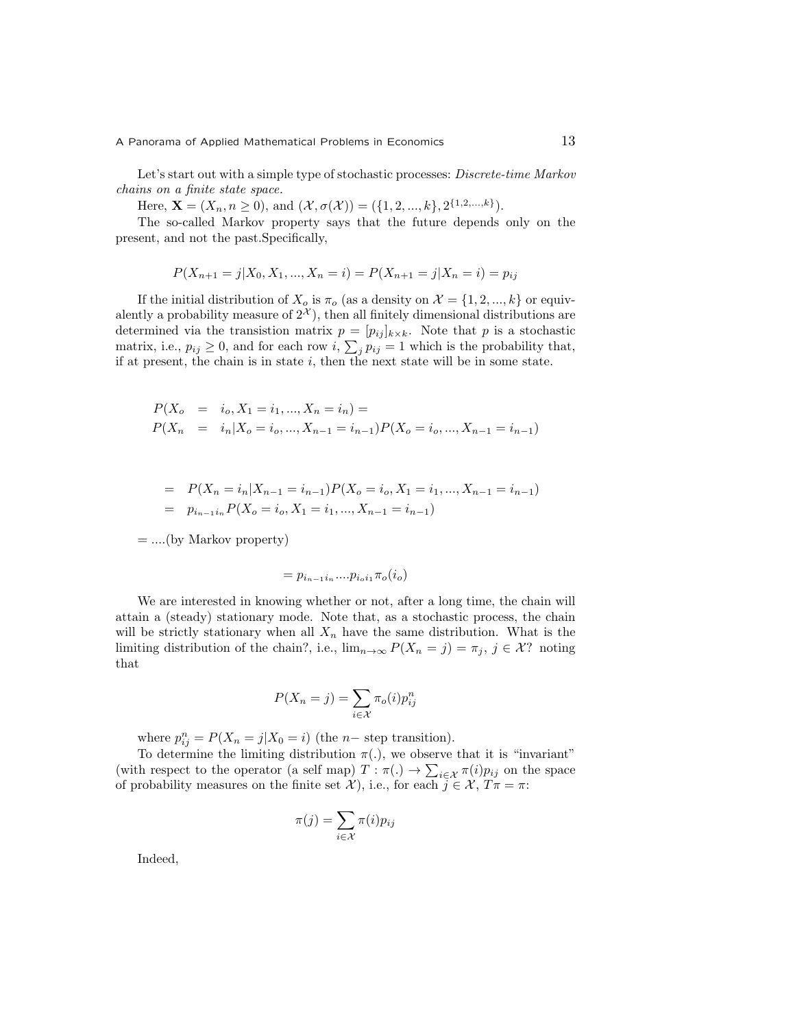Let's start out with a simple type of stochastic processes: *Discrete-time Markov chains on a finite state space.*

Here, $\mathbf{X} = (X_n, n \geq 0)$, and $(\mathcal{X}, \sigma(\mathcal{X})) = (\{1, 2, ..., k\}, 2^{\{1,2,...,k\}})$.

The so-called Markov property says that the future depends only on the present, and not the past.Specifically,

$$P(X_{n+1} = j | X_0, X_1, ..., X_n = i) = P(X_{n+1} = j | X_n = i) = p_{ij}$$

If the initial distribution of $X_o$ is $\pi_o$ (as a density on $\mathcal{X} = \{1, 2, ..., k\}$ or equivalently a probability measure of $2^{\mathcal{X}}$), then all finitely dimensional distributions are determined via the transistion matrix $p = [p_{ij}]_{k \times k}$. Note that $p$ is a stochastic matrix, i.e., $p_{ij} \geq 0$, and for each row $i$, $\sum_j p_{ij} = 1$ which is the probability that, if at present, the chain is in state $i$, then the next state will be in some state.

$$\begin{aligned}
P(X_o &= i_o, X_1 = i_1, ..., X_n = i_n) = \\
P(X_n &= i_n | X_o = i_o, ..., X_{n-1} = i_{n-1}) P(X_o = i_o, ..., X_{n-1} = i_{n-1})
\end{aligned}$$

$$\begin{aligned}
&= P(X_n = i_n | X_{n-1} = i_{n-1}) P(X_o = i_o, X_1 = i_1, ..., X_{n-1} = i_{n-1}) \\
&= p_{i_{n-1} i_n} P(X_o = i_o, X_1 = i_1, ..., X_{n-1} = i_{n-1})
\end{aligned}$$

$= ....$(by Markov property)

$$= p_{i_{n-1} i_n} .... p_{i_o i_1} \pi_o(i_o)$$

We are interested in knowing whether or not, after a long time, the chain will attain a (steady) stationary mode. Note that, as a stochastic process, the chain will be strictly stationary when all $X_n$ have the same distribution. What is the limiting distribution of the chain?, i.e., $\lim_{n \to \infty} P(X_n = j) = \pi_j$, $j \in \mathcal{X}$? noting that

$$P(X_n = j) = \sum_{i \in \mathcal{X}} \pi_o(i) p_{ij}^n$$

where $p_{ij}^n = P(X_n = j | X_0 = i)$ (the $n-$ step transition).

To determine the limiting distribution $\pi(.)$, we observe that it is "invariant" (with respect to the operator (a self map) $T : \pi(.) \to \sum_{i \in \mathcal{X}} \pi(i) p_{ij}$ on the space of probability measures on the finite set $\mathcal{X}$), i.e., for each $j \in \mathcal{X}$, $T\pi = \pi$:

$$\pi(j) = \sum_{i \in \mathcal{X}} \pi(i) p_{ij}$$

Indeed,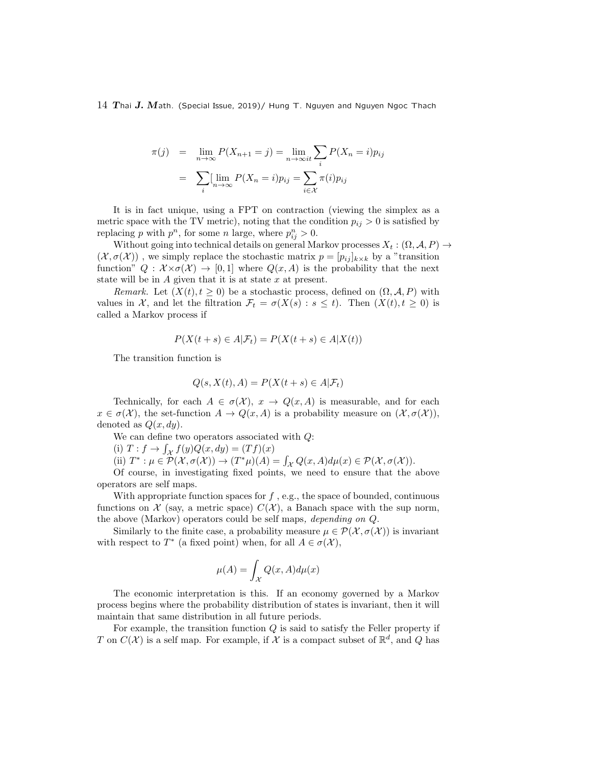$$
\begin{aligned}
\pi(j) &= \lim_{n\to\infty} P(X_{n+1}=j) = \lim_{n\to\infty it} \sum_i P(X_n=i)p_{ij} \\
&= \sum_i [\lim_{n\to\infty} P(X_n=i)p_{ij} = \sum_{i\in\mathcal{X}} \pi(i)p_{ij}
\end{aligned}
$$

It is in fact unique, using a FPT on contraction (viewing the simplex as a metric space with the TV metric), noting that the condition $p_{ij} > 0$ is satisfied by replacing $p$ with $p^n$, for some $n$ large, where $p^n_{ij} > 0$.

Without going into technical details on general Markov processes $X_t : (\Omega, \mathcal{A}, P) \to (\mathcal{X}, \sigma(\mathcal{X}))$ , we simply replace the stochastic matrix $p = [p_{ij}]_{k\times k}$ by a "transition function" $Q : \mathcal{X}\times\sigma(\mathcal{X}) \to [0,1]$ where $Q(x, A)$ is the probability that the next state will be in $A$ given that it is at state $x$ at present.

*Remark.* Let $(X(t), t \geq 0)$ be a stochastic process, defined on $(\Omega, \mathcal{A}, P)$ with values in $\mathcal{X}$, and let the filtration $\mathcal{F}_t = \sigma(X(s) : s \leq t)$. Then $(X(t), t \geq 0)$ is called a Markov process if

$$P(X(t+s) \in A|\mathcal{F}_t) = P(X(t+s) \in A|X(t))$$

The transition function is

$$Q(s, X(t), A) = P(X(t+s) \in A|\mathcal{F}_t)$$

Technically, for each $A \in \sigma(\mathcal{X})$, $x \to Q(x, A)$ is measurable, and for each $x \in \sigma(\mathcal{X})$, the set-function $A \to Q(x, A)$ is a probability measure on $(\mathcal{X}, \sigma(\mathcal{X}))$, denoted as $Q(x, dy)$.

We can define two operators associated with $Q$:

(i) $T : f \to \int_{\mathcal{X}} f(y)Q(x, dy) = (Tf)(x)$

(ii) $T^* : \mu \in \mathcal{P}(\mathcal{X}, \sigma(\mathcal{X})) \to (T^*\mu)(A) = \int_{\mathcal{X}} Q(x, A)d\mu(x) \in \mathcal{P}(\mathcal{X}, \sigma(\mathcal{X}))$.

Of course, in investigating fixed points, we need to ensure that the above operators are self maps.

With appropriate function spaces for $f$ , e.g., the space of bounded, continuous functions on $\mathcal{X}$ (say, a metric space) $C(\mathcal{X})$, a Banach space with the sup norm, the above (Markov) operators could be self maps*, depending on* $Q$.

Similarly to the finite case, a probability measure $\mu \in \mathcal{P}(\mathcal{X}, \sigma(\mathcal{X}))$ is invariant with respect to $T^*$ (a fixed point) when, for all $A \in \sigma(\mathcal{X})$,

$$\mu(A) = \int_{\mathcal{X}} Q(x, A)d\mu(x)$$

The economic interpretation is this. If an economy governed by a Markov process begins where the probability distribution of states is invariant, then it will maintain that same distribution in all future periods.

For example, the transition function $Q$ is said to satisfy the Feller property if $T$ on $C(\mathcal{X})$ is a self map. For example, if $\mathcal{X}$ is a compact subset of $\mathbb{R}^d$, and $Q$ has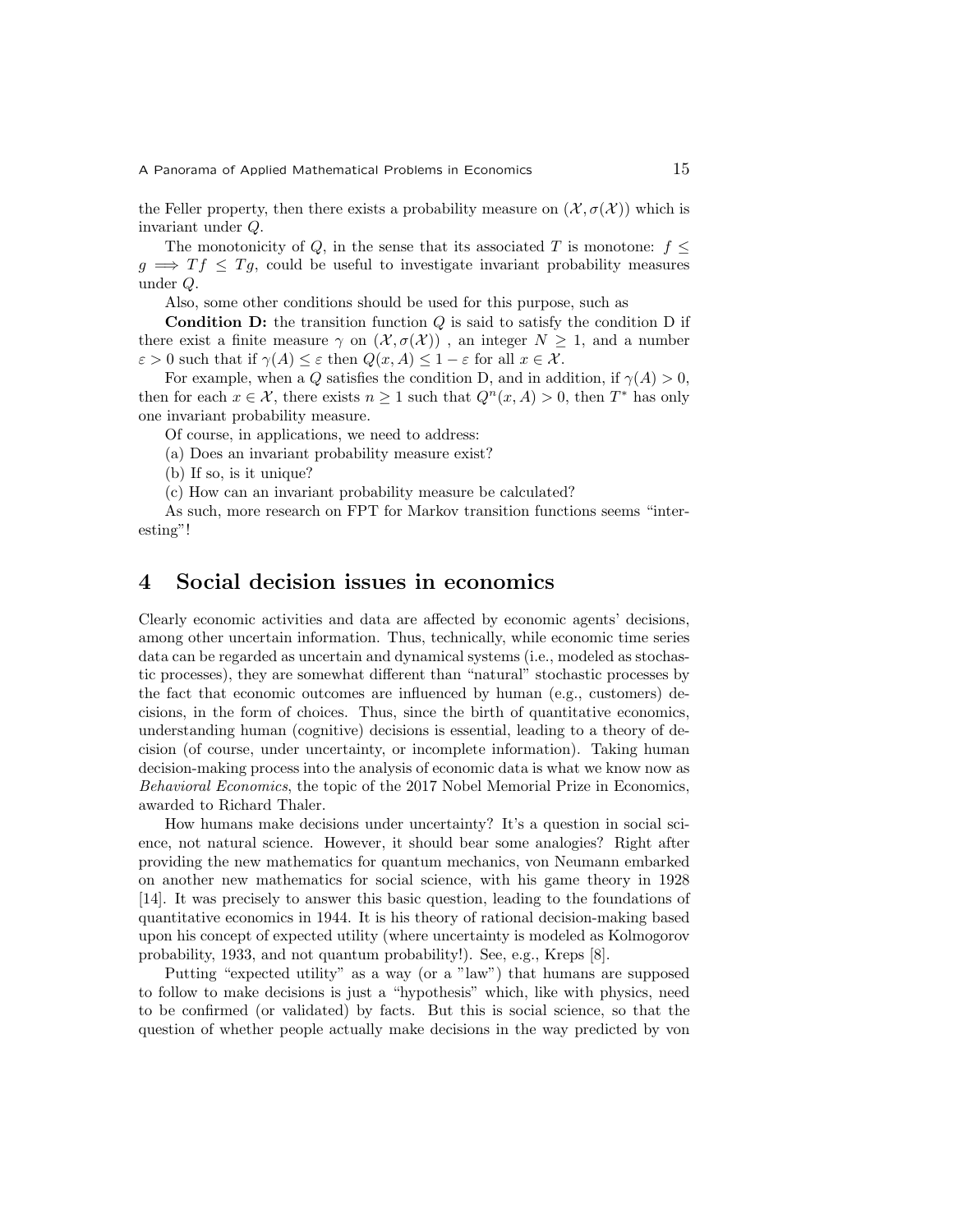the Feller property, then there exists a probability measure on $(\mathcal{X}, \sigma(\mathcal{X}))$ which is invariant under $Q$.

The monotonicity of $Q$, in the sense that its associated $T$ is monotone: $f \leq g \implies Tf \leq Tg$, could be useful to investigate invariant probability measures under $Q$.

Also, some other conditions should be used for this purpose, such as

**Condition D:** the transition function $Q$ is said to satisfy the condition D if there exist a finite measure $\gamma$ on $(\mathcal{X}, \sigma(\mathcal{X}))$ , an integer $N \geq 1$, and a number $\varepsilon > 0$ such that if $\gamma(A) \leq \varepsilon$ then $Q(x, A) \leq 1 - \varepsilon$ for all $x \in \mathcal{X}$.

For example, when a $Q$ satisfies the condition D, and in addition, if $\gamma(A) > 0$, then for each $x \in \mathcal{X}$, there exists $n \geq 1$ such that $Q^n(x, A) > 0$, then $T^*$ has only one invariant probability measure.

Of course, in applications, we need to address:

(a) Does an invariant probability measure exist?

(b) If so, is it unique?

(c) How can an invariant probability measure be calculated?

As such, more research on FPT for Markov transition functions seems "interesting"!

# 4 Social decision issues in economics

Clearly economic activities and data are affected by economic agents' decisions, among other uncertain information. Thus, technically, while economic time series data can be regarded as uncertain and dynamical systems (i.e., modeled as stochastic processes), they are somewhat different than "natural" stochastic processes by the fact that economic outcomes are influenced by human (e.g., customers) decisions, in the form of choices. Thus, since the birth of quantitative economics, understanding human (cognitive) decisions is essential, leading to a theory of decision (of course, under uncertainty, or incomplete information). Taking human decision-making process into the analysis of economic data is what we know now as *Behavioral Economics*, the topic of the 2017 Nobel Memorial Prize in Economics, awarded to Richard Thaler.

How humans make decisions under uncertainty? It's a question in social science, not natural science. However, it should bear some analogies? Right after providing the new mathematics for quantum mechanics, von Neumann embarked on another new mathematics for social science, with his game theory in 1928 [14]. It was precisely to answer this basic question, leading to the foundations of quantitative economics in 1944. It is his theory of rational decision-making based upon his concept of expected utility (where uncertainty is modeled as Kolmogorov probability, 1933, and not quantum probability!). See, e.g., Kreps [8].

Putting "expected utility" as a way (or a "law") that humans are supposed to follow to make decisions is just a "hypothesis" which, like with physics, need to be confirmed (or validated) by facts. But this is social science, so that the question of whether people actually make decisions in the way predicted by von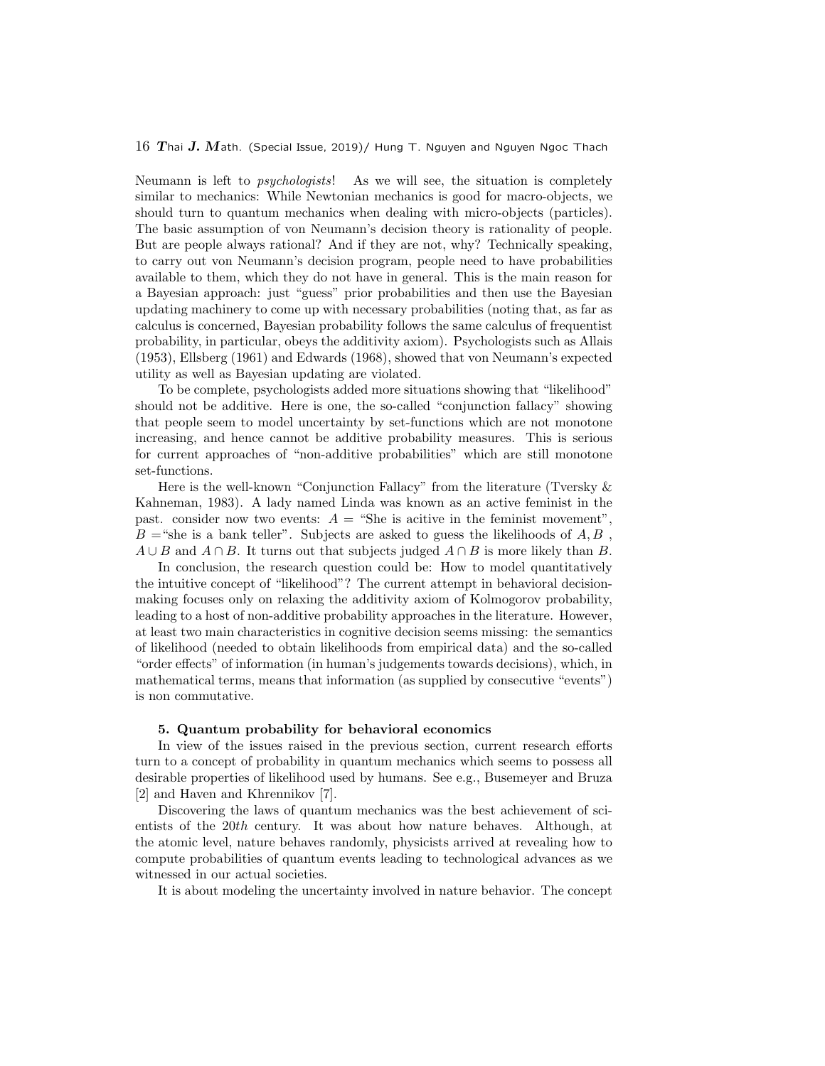Neumann is left to *psychologists*! As we will see, the situation is completely similar to mechanics: While Newtonian mechanics is good for macro-objects, we should turn to quantum mechanics when dealing with micro-objects (particles). The basic assumption of von Neumann's decision theory is rationality of people. But are people always rational? And if they are not, why? Technically speaking, to carry out von Neumann's decision program, people need to have probabilities available to them, which they do not have in general. This is the main reason for a Bayesian approach: just "guess" prior probabilities and then use the Bayesian updating machinery to come up with necessary probabilities (noting that, as far as calculus is concerned, Bayesian probability follows the same calculus of frequentist probability, in particular, obeys the additivity axiom). Psychologists such as Allais (1953), Ellsberg (1961) and Edwards (1968), showed that von Neumann's expected utility as well as Bayesian updating are violated.

To be complete, psychologists added more situations showing that "likelihood" should not be additive. Here is one, the so-called "conjunction fallacy" showing that people seem to model uncertainty by set-functions which are not monotone increasing, and hence cannot be additive probability measures. This is serious for current approaches of "non-additive probabilities" which are still monotone set-functions.

Here is the well-known "Conjunction Fallacy" from the literature (Tversky & Kahneman, 1983). A lady named Linda was known as an active feminist in the past. consider now two events: $A$ = "She is acitive in the feminist movement", $B$ ="she is a bank teller". Subjects are asked to guess the likelihoods of $A, B$ , $A \cup B$ and $A \cap B$. It turns out that subjects judged $A \cap B$ is more likely than $B$.

In conclusion, the research question could be: How to model quantitatively the intuitive concept of "likelihood"? The current attempt in behavioral decision-making focuses only on relaxing the additivity axiom of Kolmogorov probability, leading to a host of non-additive probability approaches in the literature. However, at least two main characteristics in cognitive decision seems missing: the semantics of likelihood (needed to obtain likelihoods from empirical data) and the so-called "order effects" of information (in human's judgements towards decisions), which, in mathematical terms, means that information (as supplied by consecutive "events") is non commutative.

## 5. Quantum probability for behavioral economics

In view of the issues raised in the previous section, current research efforts turn to a concept of probability in quantum mechanics which seems to possess all desirable properties of likelihood used by humans. See e.g., Busemeyer and Bruza [2] and Haven and Khrennikov [7].

Discovering the laws of quantum mechanics was the best achievement of scientists of the $20th$ century. It was about how nature behaves. Although, at the atomic level, nature behaves randomly, physicists arrived at revealing how to compute probabilities of quantum events leading to technological advances as we witnessed in our actual societies.

It is about modeling the uncertainty involved in nature behavior. The concept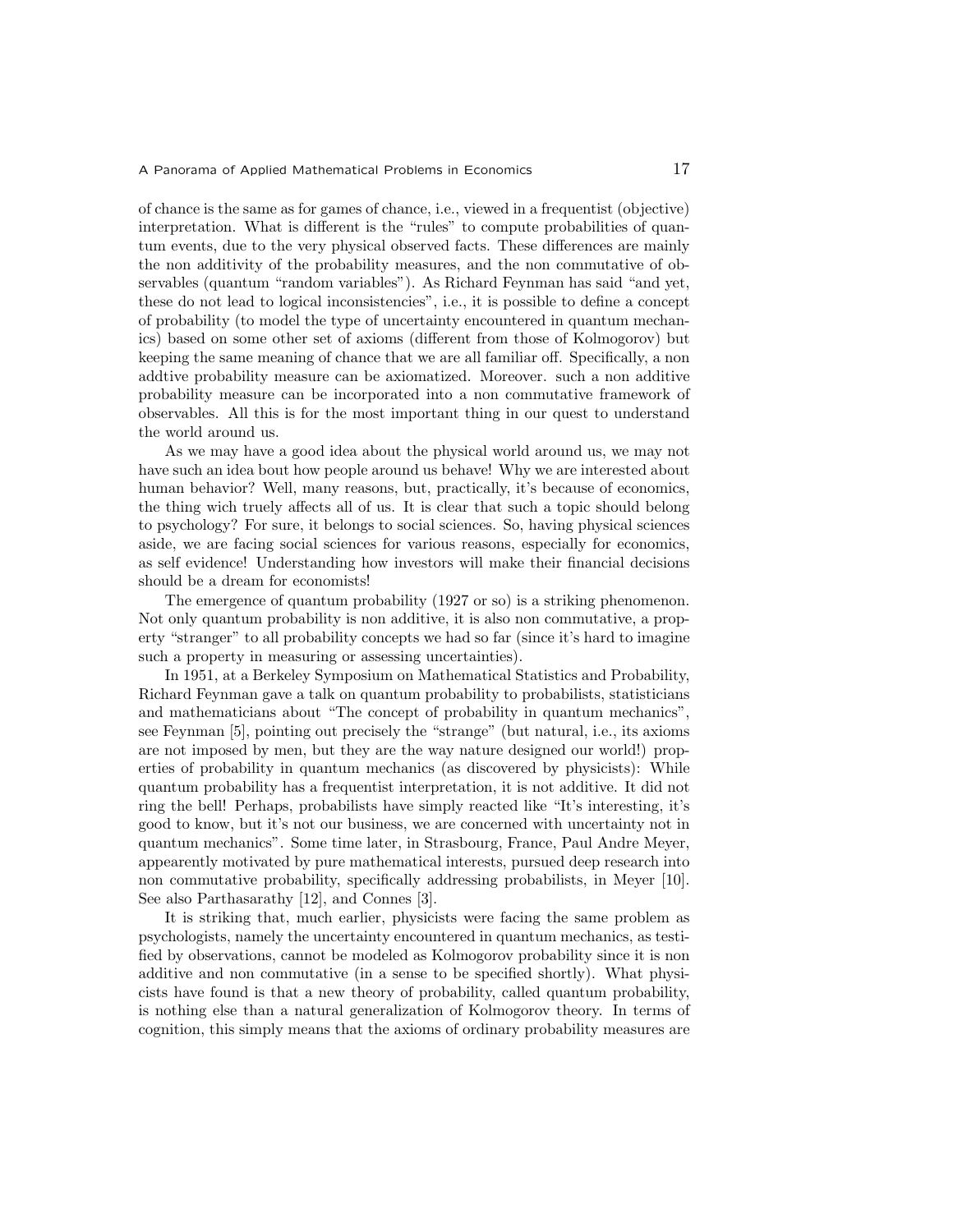of chance is the same as for games of chance, i.e., viewed in a frequentist (objective) interpretation. What is different is the "rules" to compute probabilities of quantum events, due to the very physical observed facts. These differences are mainly the non additivity of the probability measures, and the non commutative of observables (quantum "random variables"). As Richard Feynman has said "and yet, these do not lead to logical inconsistencies", i.e., it is possible to define a concept of probability (to model the type of uncertainty encountered in quantum mechanics) based on some other set of axioms (different from those of Kolmogorov) but keeping the same meaning of chance that we are all familiar off. Specifically, a non addtive probability measure can be axiomatized. Moreover. such a non additive probability measure can be incorporated into a non commutative framework of observables. All this is for the most important thing in our quest to understand the world around us.

As we may have a good idea about the physical world around us, we may not have such an idea bout how people around us behave! Why we are interested about human behavior? Well, many reasons, but, practically, it's because of economics, the thing wich truely affects all of us. It is clear that such a topic should belong to psychology? For sure, it belongs to social sciences. So, having physical sciences aside, we are facing social sciences for various reasons, especially for economics, as self evidence! Understanding how investors will make their financial decisions should be a dream for economists!

The emergence of quantum probability (1927 or so) is a striking phenomenon. Not only quantum probability is non additive, it is also non commutative, a property "stranger" to all probability concepts we had so far (since it's hard to imagine such a property in measuring or assessing uncertainties).

In 1951, at a Berkeley Symposium on Mathematical Statistics and Probability, Richard Feynman gave a talk on quantum probability to probabilists, statisticians and mathematicians about "The concept of probability in quantum mechanics", see Feynman [5], pointing out precisely the "strange" (but natural, i.e., its axioms are not imposed by men, but they are the way nature designed our world!) properties of probability in quantum mechanics (as discovered by physicists): While quantum probability has a frequentist interpretation, it is not additive. It did not ring the bell! Perhaps, probabilists have simply reacted like "It's interesting, it's good to know, but it's not our business, we are concerned with uncertainty not in quantum mechanics". Some time later, in Strasbourg, France, Paul Andre Meyer, appearently motivated by pure mathematical interests, pursued deep research into non commutative probability, specifically addressing probabilists, in Meyer [10]. See also Parthasarathy [12], and Connes [3].

It is striking that, much earlier, physicists were facing the same problem as psychologists, namely the uncertainty encountered in quantum mechanics, as testified by observations, cannot be modeled as Kolmogorov probability since it is non additive and non commutative (in a sense to be specified shortly). What physicists have found is that a new theory of probability, called quantum probability, is nothing else than a natural generalization of Kolmogorov theory. In terms of cognition, this simply means that the axioms of ordinary probability measures are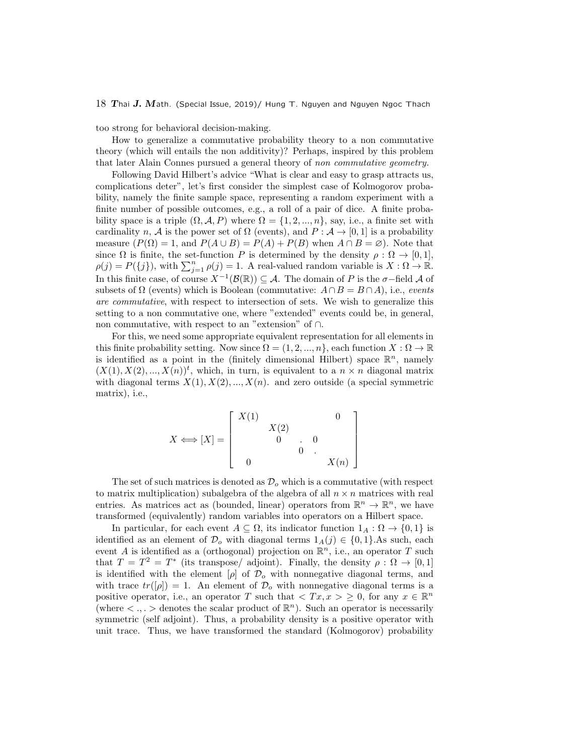too strong for behavioral decision-making.

How to generalize a commutative probability theory to a non commutative theory (which will entails the non additivity)? Perhaps, inspired by this problem that later Alain Connes pursued a general theory of *non commutative geometry.*

Following David Hilbert's advice "What is clear and easy to grasp attracts us, complications deter", let's first consider the simplest case of Kolmogorov probability, namely the finite sample space, representing a random experiment with a finite number of possible outcomes, e.g., a roll of a pair of dice. A finite probability space is a triple $(\Omega, \mathcal{A}, P)$ where $\Omega = \{1, 2, ..., n\}$, say, i.e., a finite set with cardinality $n$, $\mathcal{A}$ is the power set of $\Omega$ (events), and $P : \mathcal{A} \to [0, 1]$ is a probability measure ($P(\Omega) = 1$, and $P(A \cup B) = P(A) + P(B)$ when $A \cap B = \varnothing$). Note that since $\Omega$ is finite, the set-function $P$ is determined by the density $\rho : \Omega \to [0, 1]$, $\rho(j) = P(\{j\})$, with $\sum_{j=1}^{n} \rho(j) = 1$. A real-valued random variable is $X : \Omega \to \mathbb{R}$. In this finite case, of course $X^{-1}(\mathcal{B}(\mathbb{R})) \subseteq \mathcal{A}$. The domain of $P$ is the $\sigma-$field $\mathcal{A}$ of subsets of $\Omega$ (events) which is Boolean (commutative: $A \cap B = B \cap A$), i.e., *events are commutative*, with respect to intersection of sets. We wish to generalize this setting to a non commutative one, where "extended" events could be, in general, non commutative, with respect to an "extension" of $\cap$.

For this, we need some appropriate equivalent representation for all elements in this finite probability setting. Now since $\Omega = (1, 2, ..., n\}$, each function $X : \Omega \to \mathbb{R}$ is identified as a point in the (finitely dimensional Hilbert) space $\mathbb{R}^n$, namely $(X(1), X(2), ..., X(n))^t$, which, in turn, is equivalent to a $n \times n$ diagonal matrix with diagonal terms $X(1), X(2), ..., X(n)$. and zero outside (a special symmetric matrix), i.e.,

$$X \Longleftrightarrow [X] = \begin{bmatrix} X(1) & & & & 0 \\ & X(2) & & & \\ & 0 & . & 0 & \\ & & 0 & . & \\ 0 & & & & X(n) \end{bmatrix}$$

The set of such matrices is denoted as $\mathcal{D}_o$ which is a commutative (with respect to matrix multiplication) subalgebra of the algebra of all $n \times n$ matrices with real entries. As matrices act as (bounded, linear) operators from $\mathbb{R}^n \to \mathbb{R}^n$, we have transformed (equivalently) random variables into operators on a Hilbert space.

In particular, for each event $A \subseteq \Omega$, its indicator function $1_A : \Omega \to \{0, 1\}$ is identified as an element of $\mathcal{D}_o$ with diagonal terms $1_A(j) \in \{0, 1\}$.As such, each event $A$ is identified as a (orthogonal) projection on $\mathbb{R}^n$, i.e., an operator $T$ such that $T = T^2 = T^*$ (its transpose/ adjoint). Finally, the density $\rho : \Omega \to [0, 1]$ is identified with the element $[\rho]$ of $\mathcal{D}_o$ with nonnegative diagonal terms, and with trace $tr([\rho]) = 1$. An element of $\mathcal{D}_o$ with nonnegative diagonal terms is a positive operator, i.e., an operator $T$ such that $< Tx, x > \geq 0$, for any $x \in \mathbb{R}^n$ (where $< ., . >$ denotes the scalar product of $\mathbb{R}^n$). Such an operator is necessarily symmetric (self adjoint). Thus, a probability density is a positive operator with unit trace. Thus, we have transformed the standard (Kolmogorov) probability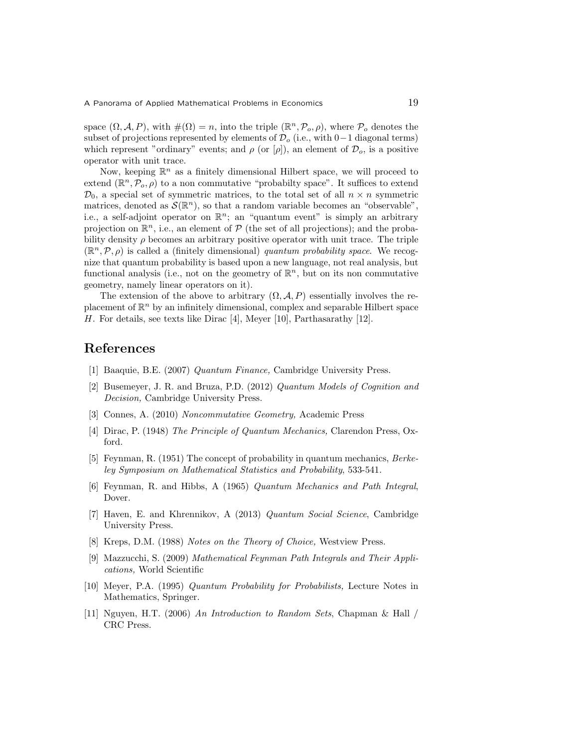space $(\Omega, \mathcal{A}, P)$, with $\#(\Omega) = n$, into the triple $(\mathbb{R}^n, \mathcal{P}_o, \rho)$, where $\mathcal{P}_o$ denotes the subset of projections represented by elements of $\mathcal{D}_o$ (i.e., with $0-1$ diagonal terms) which represent "ordinary" events; and $\rho$ (or $[\rho]$), an element of $\mathcal{D}_o$, is a positive operator with unit trace.

Now, keeping $\mathbb{R}^n$ as a finitely dimensional Hilbert space, we will proceed to extend $(\mathbb{R}^n, \mathcal{P}_o, \rho)$ to a non commutative "probabilty space". It suffices to extend $\mathcal{D}_0$, a special set of symmetric matrices, to the total set of all $n \times n$ symmetric matrices, denoted as $\mathcal{S}(\mathbb{R}^n)$, so that a random variable becomes an "observable", i.e., a self-adjoint operator on $\mathbb{R}^n$; an "quantum event" is simply an arbitrary projection on $\mathbb{R}^n$, i.e., an element of $\mathcal{P}$ (the set of all projections); and the probability density $\rho$ becomes an arbitrary positive operator with unit trace. The triple $(\mathbb{R}^n, \mathcal{P}, \rho)$ is called a (finitely dimensional) *quantum probability space*. We recognize that quantum probability is based upon a new language, not real analysis, but functional analysis (i.e., not on the geometry of $\mathbb{R}^n$, but on its non commutative geometry, namely linear operators on it).

The extension of the above to arbitrary $(\Omega, \mathcal{A}, P)$ essentially involves the replacement of $\mathbb{R}^n$ by an infinitely dimensional, complex and separable Hilbert space $H$. For details, see texts like Dirac [4], Meyer [10], Parthasarathy [12].

# References

[1] Baaquie, B.E. (2007) *Quantum Finance,* Cambridge University Press.

[2] Busemeyer, J. R. and Bruza, P.D. (2012) *Quantum Models of Cognition and Decision,* Cambridge University Press.

[3] Connes, A. (2010) *Noncommutative Geometry,* Academic Press

[4] Dirac, P. (1948) *The Principle of Quantum Mechanics,* Clarendon Press, Oxford.

[5] Feynman, R. (1951) The concept of probability in quantum mechanics, *Berkeley Symposium on Mathematical Statistics and Probability*, 533-541.

[6] Feynman, R. and Hibbs, A (1965) *Quantum Mechanics and Path Integral*, Dover.

[7] Haven, E. and Khrennikov, A (2013) *Quantum Social Science*, Cambridge University Press.

[8] Kreps, D.M. (1988) *Notes on the Theory of Choice,* Westview Press.

[9] Mazzucchi, S. (2009) *Mathematical Feynman Path Integrals and Their Applications,* World Scientific

[10] Meyer, P.A. (1995) *Quantum Probability for Probabilists,* Lecture Notes in Mathematics, Springer.

[11] Nguyen, H.T. (2006) *An Introduction to Random Sets*, Chapman & Hall / CRC Press.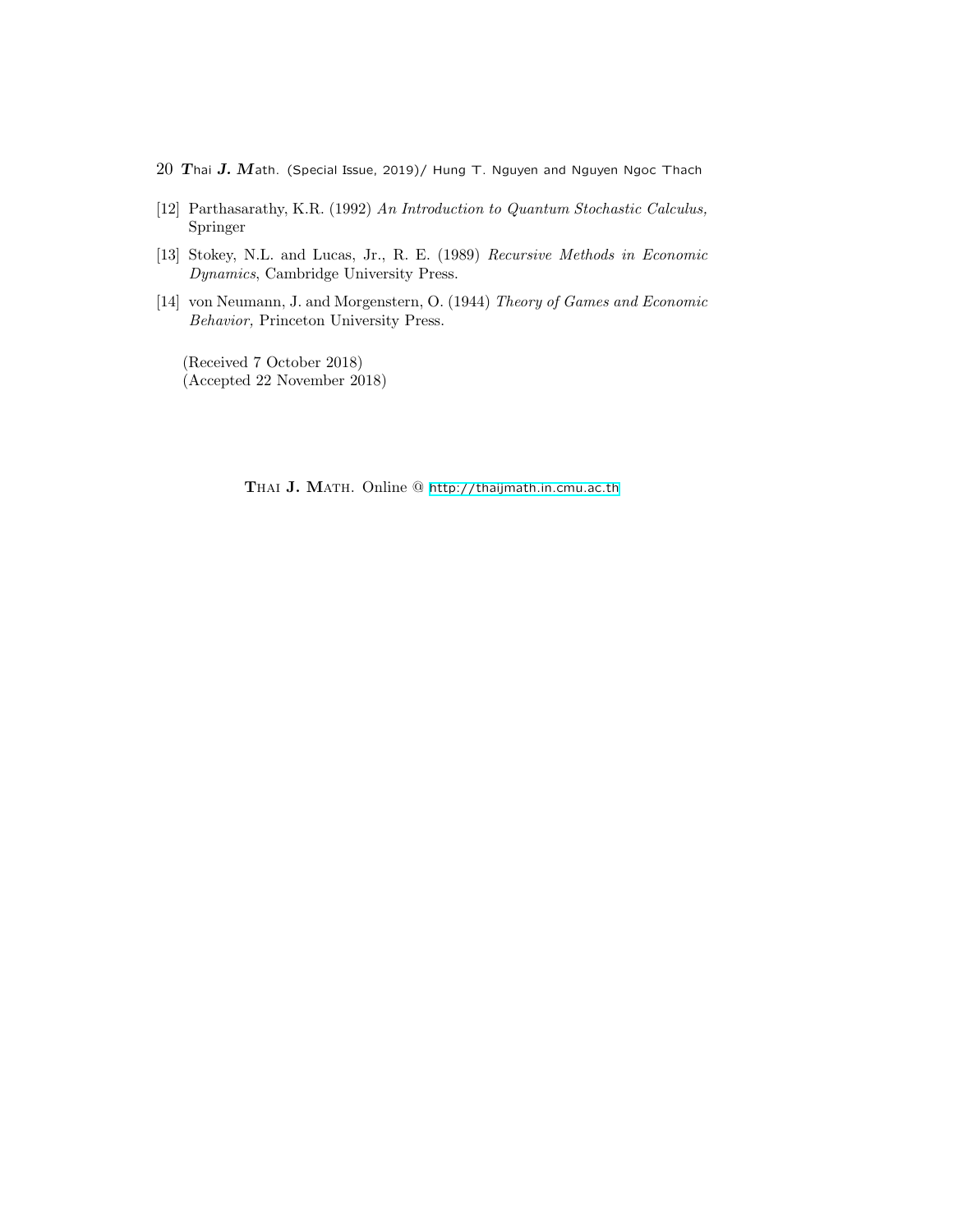[12] Parthasarathy, K.R. (1992) *An Introduction to Quantum Stochastic Calculus,* Springer

[13] Stokey, N.L. and Lucas, Jr., R. E. (1989) *Recursive Methods in Economic Dynamics*, Cambridge University Press.

[14] von Neumann, J. and Morgenstern, O. (1944) *Theory of Games and Economic Behavior,* Princeton University Press.

(Received 7 October 2018)
(Accepted 22 November 2018)

**Thai J. Math.** Online @ http://thaijmath.in.cmu.ac.th